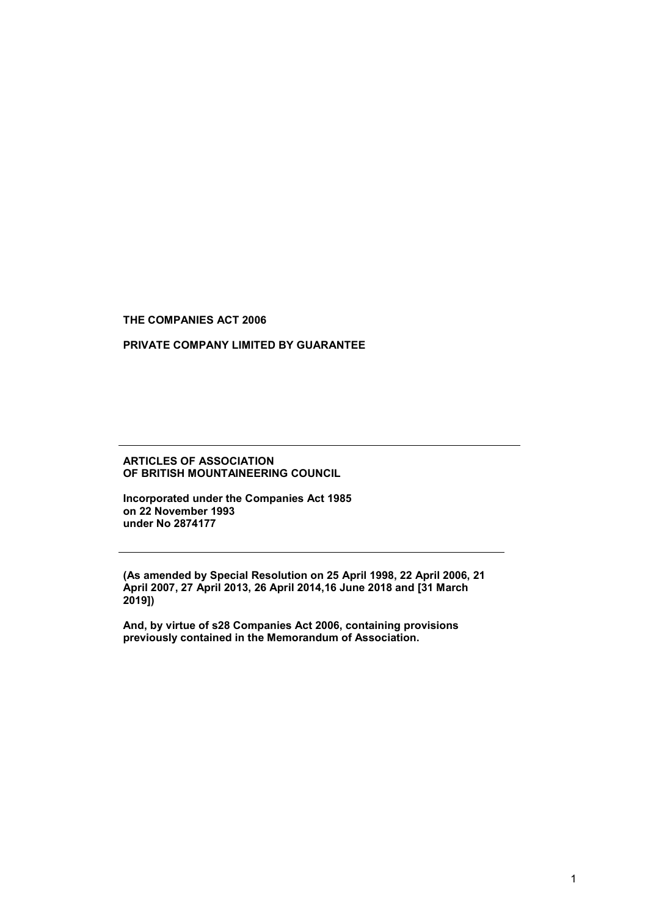**THE COMPANIES ACT 2006**

**PRIVATE COMPANY LIMITED BY GUARANTEE**

---

**ARTICLES OF ASSOCIATION**
**OF BRITISH MOUNTAINEERING COUNCIL**

**Incorporated under the Companies Act 1985**
**on 22 November 1993**
**under No 2874177**

---

**(As amended by Special Resolution on 25 April 1998, 22 April 2006, 21 April 2007, 27 April 2013, 26 April 2014,16 June 2018 and [31 March 2019])**

**And, by virtue of s28 Companies Act 2006, containing provisions previously contained in the Memorandum of Association.**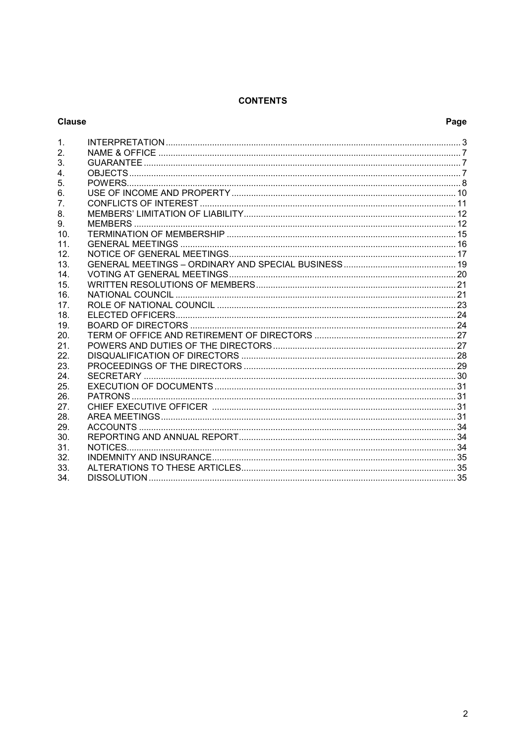# CONTENTS

| Clause | | Page |
|---|---|---|
| 1. | INTERPRETATION | 3 |
| 2. | NAME & OFFICE | 7 |
| 3. | GUARANTEE | 7 |
| 4. | OBJECTS | 7 |
| 5. | POWERS | 8 |
| 6. | USE OF INCOME AND PROPERTY | 10 |
| 7. | CONFLICTS OF INTEREST | 11 |
| 8. | MEMBERS' LIMITATION OF LIABILITY | 12 |
| 9. | MEMBERS | 12 |
| 10. | TERMINATION OF MEMBERSHIP | 15 |
| 11. | GENERAL MEETINGS | 16 |
| 12. | NOTICE OF GENERAL MEETINGS | 17 |
| 13. | GENERAL MEETINGS – ORDINARY AND SPECIAL BUSINESS | 19 |
| 14. | VOTING AT GENERAL MEETINGS | 20 |
| 15. | WRITTEN RESOLUTIONS OF MEMBERS | 21 |
| 16. | NATIONAL COUNCIL | 21 |
| 17. | ROLE OF NATIONAL COUNCIL | 23 |
| 18. | ELECTED OFFICERS | 24 |
| 19. | BOARD OF DIRECTORS | 24 |
| 20. | TERM OF OFFICE AND RETIREMENT OF DIRECTORS | 27 |
| 21. | POWERS AND DUTIES OF THE DIRECTORS | 27 |
| 22. | DISQUALIFICATION OF DIRECTORS | 28 |
| 23. | PROCEEDINGS OF THE DIRECTORS | 29 |
| 24. | SECRETARY | 30 |
| 25. | EXECUTION OF DOCUMENTS | 31 |
| 26. | PATRONS | 31 |
| 27. | CHIEF EXECUTIVE OFFICER | 31 |
| 28. | AREA MEETINGS | 31 |
| 29. | ACCOUNTS | 34 |
| 30. | REPORTING AND ANNUAL REPORT | 34 |
| 31. | NOTICES | 34 |
| 32. | INDEMNITY AND INSURANCE | 35 |
| 33. | ALTERATIONS TO THESE ARTICLES | 35 |
| 34. | DISSOLUTION | 35 |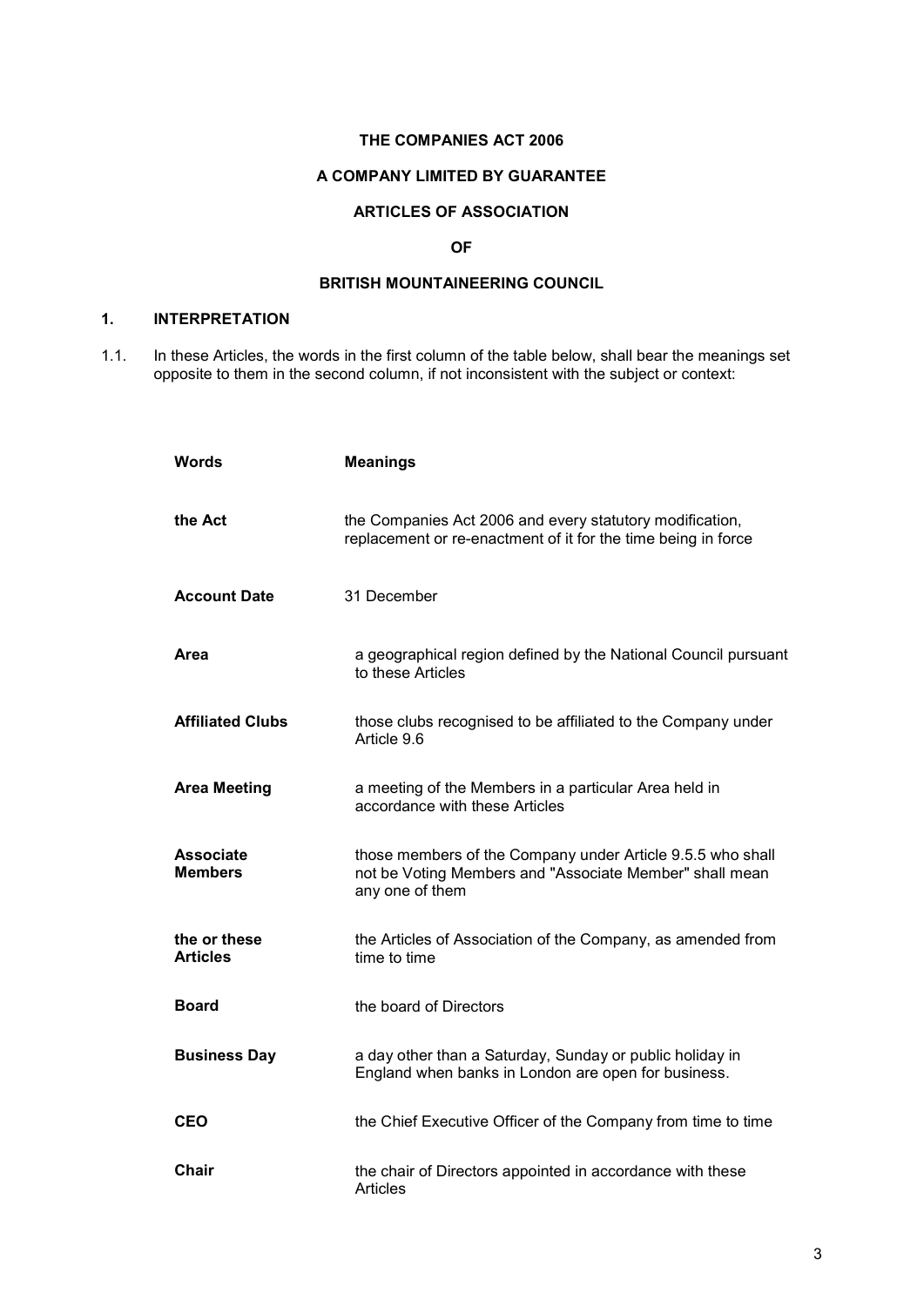**THE COMPANIES ACT 2006**

**A COMPANY LIMITED BY GUARANTEE**

**ARTICLES OF ASSOCIATION**

**OF**

**BRITISH MOUNTAINEERING COUNCIL**

## 1. INTERPRETATION

1.1. In these Articles, the words in the first column of the table below, shall bear the meanings set opposite to them in the second column, if not inconsistent with the subject or context:

| Words | Meanings |
|---|---|
| **the Act** | the Companies Act 2006 and every statutory modification, replacement or re-enactment of it for the time being in force |
| **Account Date** | 31 December |
| **Area** | a geographical region defined by the National Council pursuant to these Articles |
| **Affiliated Clubs** | those clubs recognised to be affiliated to the Company under Article 9.6 |
| **Area Meeting** | a meeting of the Members in a particular Area held in accordance with these Articles |
| **Associate Members** | those members of the Company under Article 9.5.5 who shall not be Voting Members and "Associate Member" shall mean any one of them |
| **the or these Articles** | the Articles of Association of the Company, as amended from time to time |
| **Board** | the board of Directors |
| **Business Day** | a day other than a Saturday, Sunday or public holiday in England when banks in London are open for business. |
| **CEO** | the Chief Executive Officer of the Company from time to time |
| **Chair** | the chair of Directors appointed in accordance with these Articles |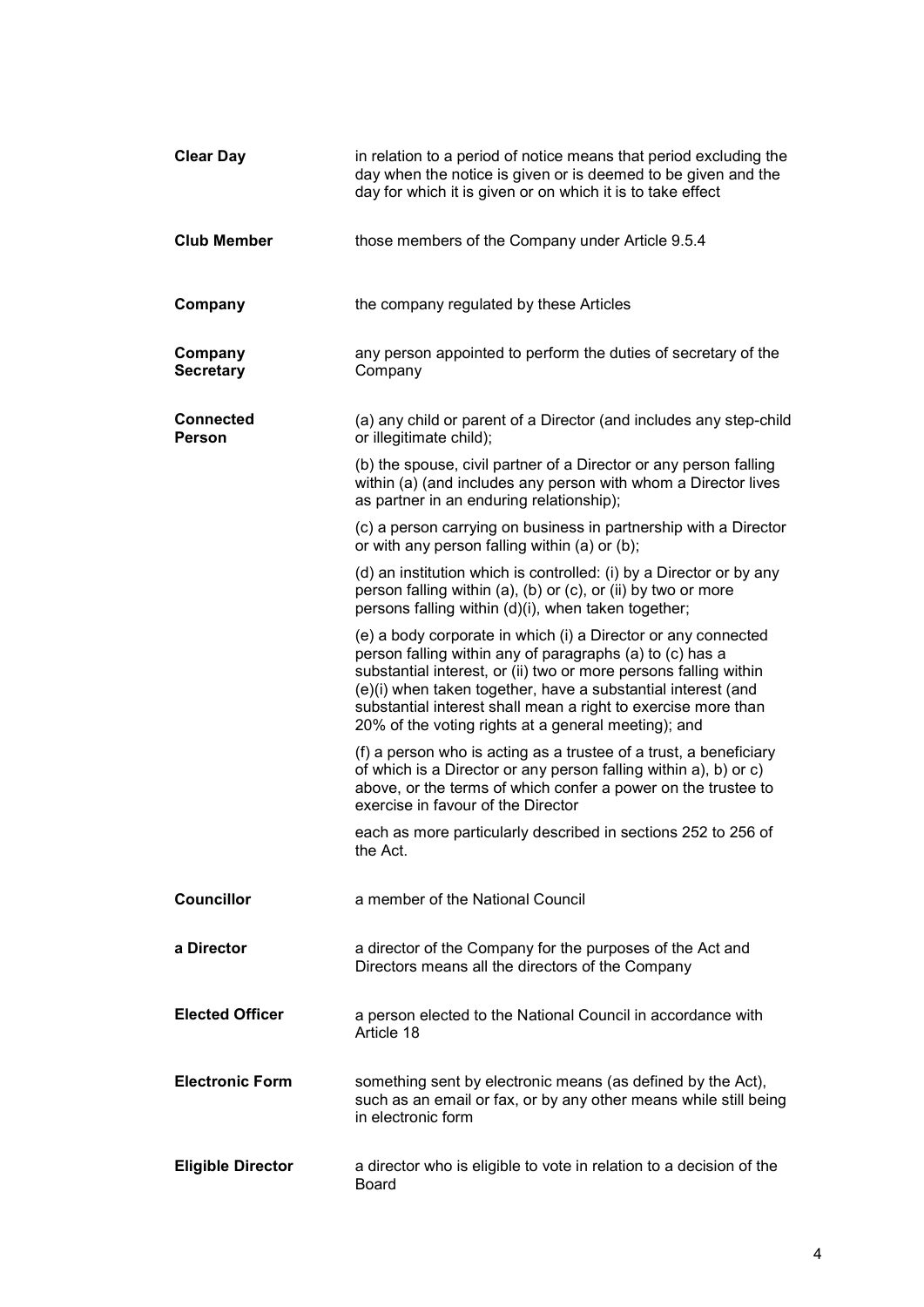| | |
|---|---|
| **Clear Day** | in relation to a period of notice means that period excluding the day when the notice is given or is deemed to be given and the day for which it is given or on which it is to take effect |
| **Club Member** | those members of the Company under Article 9.5.4 |
| **Company** | the company regulated by these Articles |
| **Company Secretary** | any person appointed to perform the duties of secretary of the Company |
| **Connected Person** | (a) any child or parent of a Director (and includes any step-child or illegitimate child);<br><br>(b) the spouse, civil partner of a Director or any person falling within (a) (and includes any person with whom a Director lives as partner in an enduring relationship);<br><br>(c) a person carrying on business in partnership with a Director or with any person falling within (a) or (b);<br><br>(d) an institution which is controlled: (i) by a Director or by any person falling within (a), (b) or (c), or (ii) by two or more persons falling within (d)(i), when taken together;<br><br>(e) a body corporate in which (i) a Director or any connected person falling within any of paragraphs (a) to (c) has a substantial interest, or (ii) two or more persons falling within (e)(i) when taken together, have a substantial interest (and substantial interest shall mean a right to exercise more than 20% of the voting rights at a general meeting); and<br><br>(f) a person who is acting as a trustee of a trust, a beneficiary of which is a Director or any person falling within a), b) or c) above, or the terms of which confer a power on the trustee to exercise in favour of the Director<br><br>each as more particularly described in sections 252 to 256 of the Act. |
| **Councillor** | a member of the National Council |
| **a Director** | a director of the Company for the purposes of the Act and Directors means all the directors of the Company |
| **Elected Officer** | a person elected to the National Council in accordance with Article 18 |
| **Electronic Form** | something sent by electronic means (as defined by the Act), such as an email or fax, or by any other means while still being in electronic form |
| **Eligible Director** | a director who is eligible to vote in relation to a decision of the Board |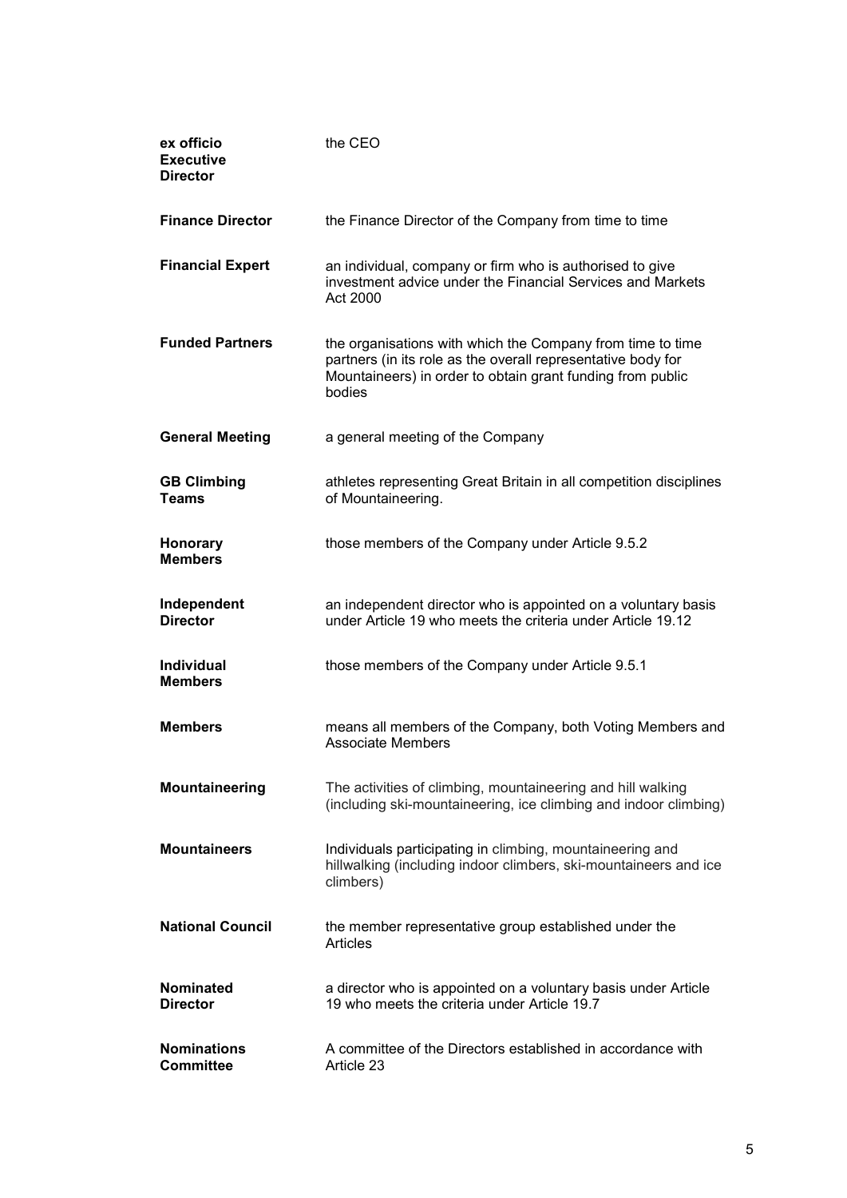| | |
|---|---|
| **ex officio Executive Director** | the CEO |
| **Finance Director** | the Finance Director of the Company from time to time |
| **Financial Expert** | an individual, company or firm who is authorised to give investment advice under the Financial Services and Markets Act 2000 |
| **Funded Partners** | the organisations with which the Company from time to time partners (in its role as the overall representative body for Mountaineers) in order to obtain grant funding from public bodies |
| **General Meeting** | a general meeting of the Company |
| **GB Climbing Teams** | athletes representing Great Britain in all competition disciplines of Mountaineering. |
| **Honorary Members** | those members of the Company under Article 9.5.2 |
| **Independent Director** | an independent director who is appointed on a voluntary basis under Article 19 who meets the criteria under Article 19.12 |
| **Individual Members** | those members of the Company under Article 9.5.1 |
| **Members** | means all members of the Company, both Voting Members and Associate Members |
| **Mountaineering** | The activities of climbing, mountaineering and hill walking (including ski-mountaineering, ice climbing and indoor climbing) |
| **Mountaineers** | Individuals participating in climbing, mountaineering and hillwalking (including indoor climbers, ski-mountaineers and ice climbers) |
| **National Council** | the member representative group established under the Articles |
| **Nominated Director** | a director who is appointed on a voluntary basis under Article 19 who meets the criteria under Article 19.7 |
| **Nominations Committee** | A committee of the Directors established in accordance with Article 23 |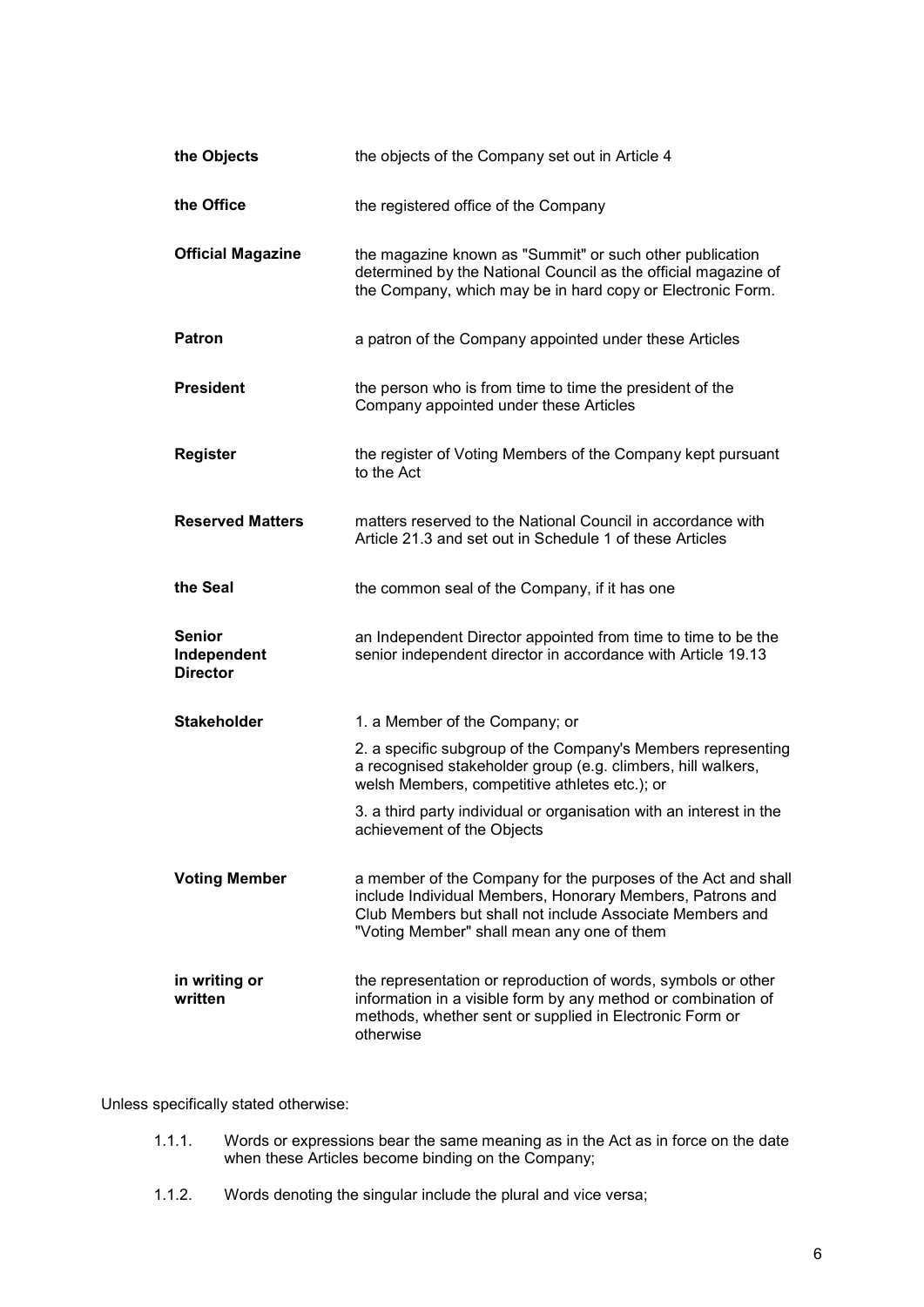| | |
|---|---|
| **the Objects** | the objects of the Company set out in Article 4 |
| **the Office** | the registered office of the Company |
| **Official Magazine** | the magazine known as "Summit" or such other publication determined by the National Council as the official magazine of the Company, which may be in hard copy or Electronic Form. |
| **Patron** | a patron of the Company appointed under these Articles |
| **President** | the person who is from time to time the president of the Company appointed under these Articles |
| **Register** | the register of Voting Members of the Company kept pursuant to the Act |
| **Reserved Matters** | matters reserved to the National Council in accordance with Article 21.3 and set out in Schedule 1 of these Articles |
| **the Seal** | the common seal of the Company, if it has one |
| **Senior Independent Director** | an Independent Director appointed from time to time to be the senior independent director in accordance with Article 19.13 |
| **Stakeholder** | 1. a Member of the Company; or<br>2. a specific subgroup of the Company's Members representing a recognised stakeholder group (e.g. climbers, hill walkers, welsh Members, competitive athletes etc.); or<br>3. a third party individual or organisation with an interest in the achievement of the Objects |
| **Voting Member** | a member of the Company for the purposes of the Act and shall include Individual Members, Honorary Members, Patrons and Club Members but shall not include Associate Members and "Voting Member" shall mean any one of them |
| **in writing or written** | the representation or reproduction of words, symbols or other information in a visible form by any method or combination of methods, whether sent or supplied in Electronic Form or otherwise |

Unless specifically stated otherwise:

1.1.1. Words or expressions bear the same meaning as in the Act as in force on the date when these Articles become binding on the Company;

1.1.2. Words denoting the singular include the plural and vice versa;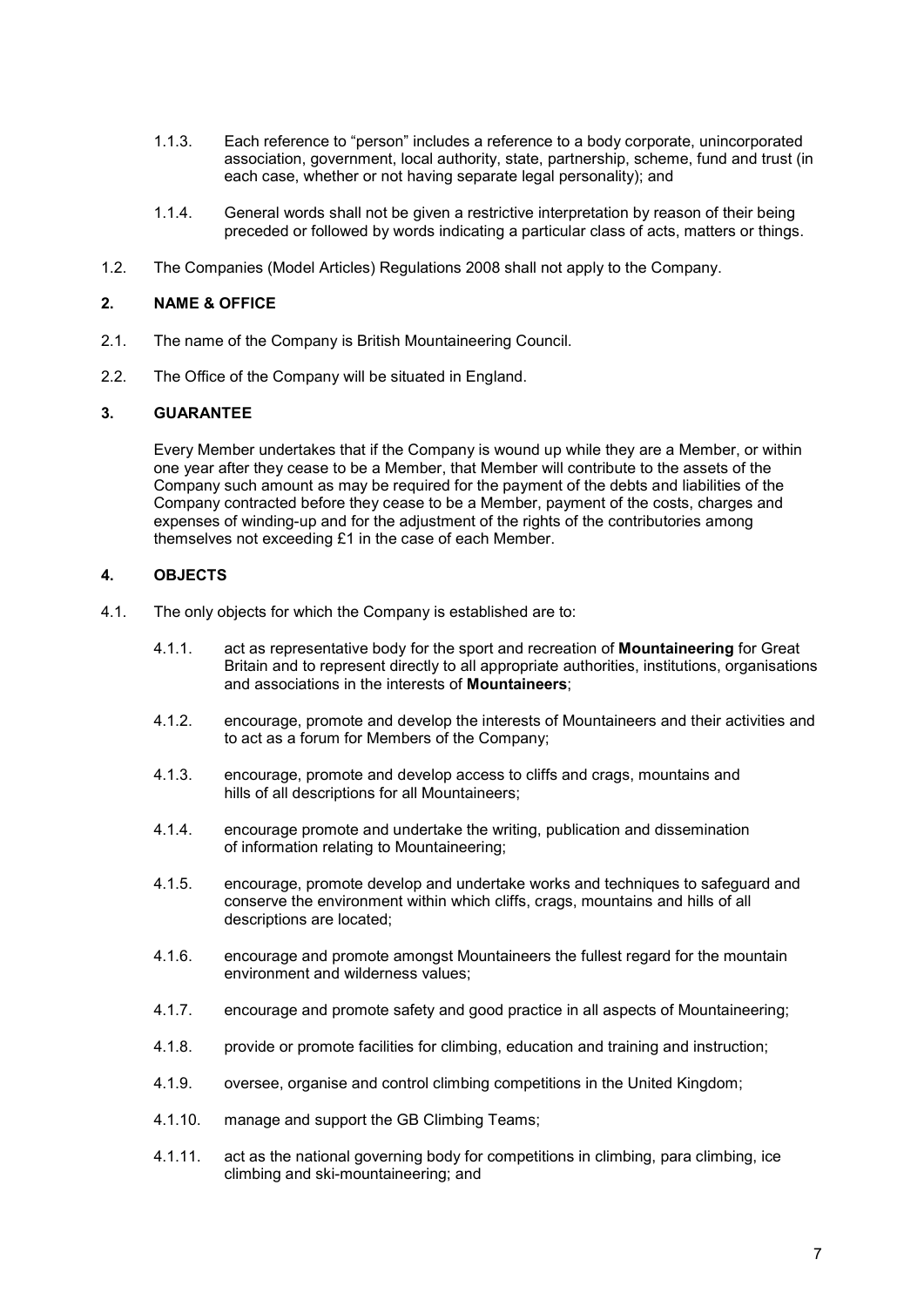1.1.3. Each reference to "person" includes a reference to a body corporate, unincorporated association, government, local authority, state, partnership, scheme, fund and trust (in each case, whether or not having separate legal personality); and

1.1.4. General words shall not be given a restrictive interpretation by reason of their being preceded or followed by words indicating a particular class of acts, matters or things.

1.2. The Companies (Model Articles) Regulations 2008 shall not apply to the Company.

## 2. NAME & OFFICE

2.1. The name of the Company is British Mountaineering Council.

2.2. The Office of the Company will be situated in England.

## 3. GUARANTEE

Every Member undertakes that if the Company is wound up while they are a Member, or within one year after they cease to be a Member, that Member will contribute to the assets of the Company such amount as may be required for the payment of the debts and liabilities of the Company contracted before they cease to be a Member, payment of the costs, charges and expenses of winding-up and for the adjustment of the rights of the contributories among themselves not exceeding £1 in the case of each Member.

## 4. OBJECTS

4.1. The only objects for which the Company is established are to:

4.1.1. act as representative body for the sport and recreation of **Mountaineering** for Great Britain and to represent directly to all appropriate authorities, institutions, organisations and associations in the interests of **Mountaineers**;

4.1.2. encourage, promote and develop the interests of Mountaineers and their activities and to act as a forum for Members of the Company;

4.1.3. encourage, promote and develop access to cliffs and crags, mountains and hills of all descriptions for all Mountaineers;

4.1.4. encourage promote and undertake the writing, publication and dissemination of information relating to Mountaineering;

4.1.5. encourage, promote develop and undertake works and techniques to safeguard and conserve the environment within which cliffs, crags, mountains and hills of all descriptions are located;

4.1.6. encourage and promote amongst Mountaineers the fullest regard for the mountain environment and wilderness values;

4.1.7. encourage and promote safety and good practice in all aspects of Mountaineering;

4.1.8. provide or promote facilities for climbing, education and training and instruction;

4.1.9. oversee, organise and control climbing competitions in the United Kingdom;

4.1.10. manage and support the GB Climbing Teams;

4.1.11. act as the national governing body for competitions in climbing, para climbing, ice climbing and ski-mountaineering; and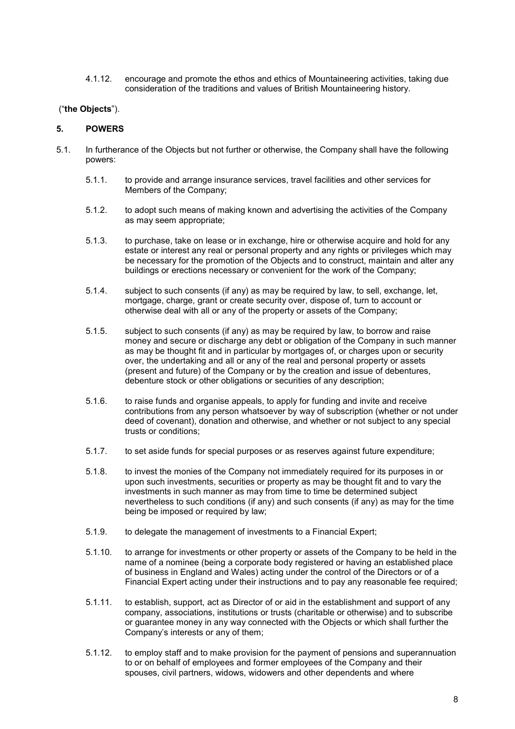4.1.12. encourage and promote the ethos and ethics of Mountaineering activities, taking due consideration of the traditions and values of British Mountaineering history.

("**the Objects**").

## 5. POWERS

5.1. In furtherance of the Objects but not further or otherwise, the Company shall have the following powers:

5.1.1. to provide and arrange insurance services, travel facilities and other services for Members of the Company;

5.1.2. to adopt such means of making known and advertising the activities of the Company as may seem appropriate;

5.1.3. to purchase, take on lease or in exchange, hire or otherwise acquire and hold for any estate or interest any real or personal property and any rights or privileges which may be necessary for the promotion of the Objects and to construct, maintain and alter any buildings or erections necessary or convenient for the work of the Company;

5.1.4. subject to such consents (if any) as may be required by law, to sell, exchange, let, mortgage, charge, grant or create security over, dispose of, turn to account or otherwise deal with all or any of the property or assets of the Company;

5.1.5. subject to such consents (if any) as may be required by law, to borrow and raise money and secure or discharge any debt or obligation of the Company in such manner as may be thought fit and in particular by mortgages of, or charges upon or security over, the undertaking and all or any of the real and personal property or assets (present and future) of the Company or by the creation and issue of debentures, debenture stock or other obligations or securities of any description;

5.1.6. to raise funds and organise appeals, to apply for funding and invite and receive contributions from any person whatsoever by way of subscription (whether or not under deed of covenant), donation and otherwise, and whether or not subject to any special trusts or conditions;

5.1.7. to set aside funds for special purposes or as reserves against future expenditure;

5.1.8. to invest the monies of the Company not immediately required for its purposes in or upon such investments, securities or property as may be thought fit and to vary the investments in such manner as may from time to time be determined subject nevertheless to such conditions (if any) and such consents (if any) as may for the time being be imposed or required by law;

5.1.9. to delegate the management of investments to a Financial Expert;

5.1.10. to arrange for investments or other property or assets of the Company to be held in the name of a nominee (being a corporate body registered or having an established place of business in England and Wales) acting under the control of the Directors or of a Financial Expert acting under their instructions and to pay any reasonable fee required;

5.1.11. to establish, support, act as Director of or aid in the establishment and support of any company, associations, institutions or trusts (charitable or otherwise) and to subscribe or guarantee money in any way connected with the Objects or which shall further the Company's interests or any of them;

5.1.12. to employ staff and to make provision for the payment of pensions and superannuation to or on behalf of employees and former employees of the Company and their spouses, civil partners, widows, widowers and other dependents and where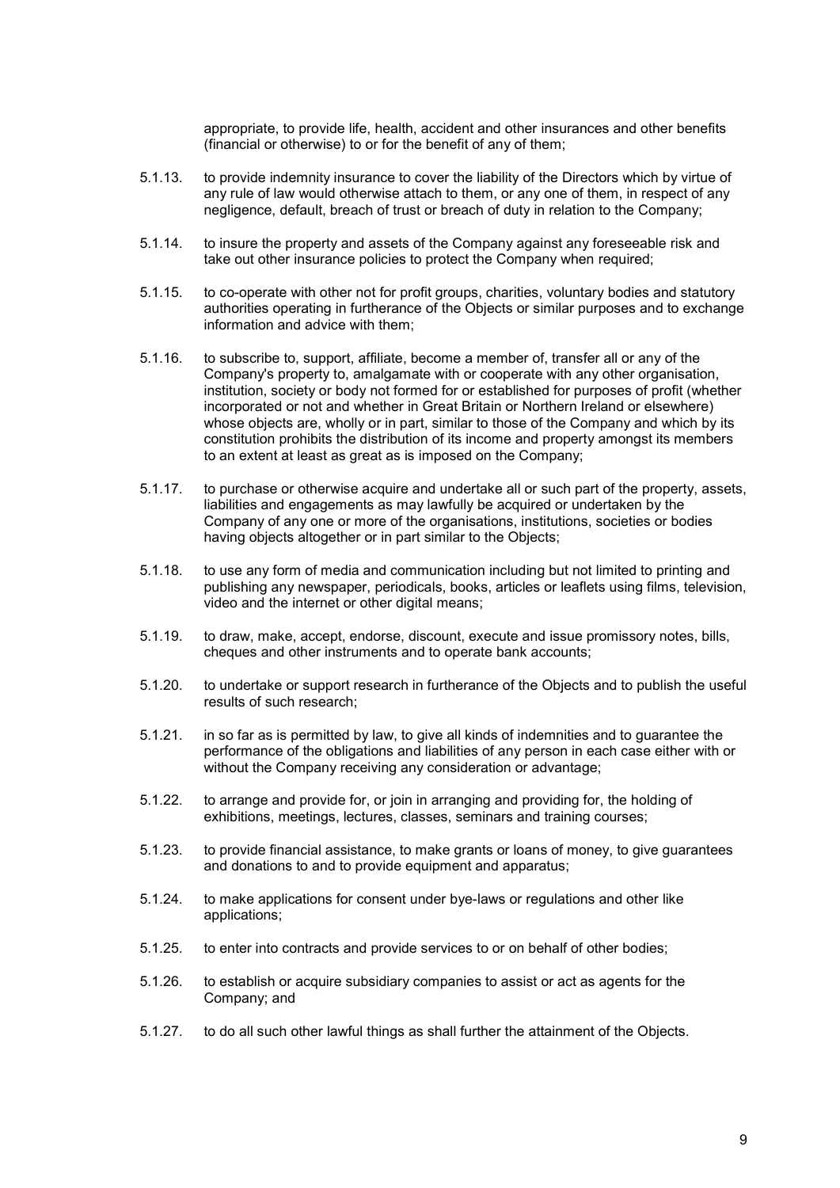appropriate, to provide life, health, accident and other insurances and other benefits (financial or otherwise) to or for the benefit of any of them;

5.1.13. to provide indemnity insurance to cover the liability of the Directors which by virtue of any rule of law would otherwise attach to them, or any one of them, in respect of any negligence, default, breach of trust or breach of duty in relation to the Company;

5.1.14. to insure the property and assets of the Company against any foreseeable risk and take out other insurance policies to protect the Company when required;

5.1.15. to co-operate with other not for profit groups, charities, voluntary bodies and statutory authorities operating in furtherance of the Objects or similar purposes and to exchange information and advice with them;

5.1.16. to subscribe to, support, affiliate, become a member of, transfer all or any of the Company's property to, amalgamate with or cooperate with any other organisation, institution, society or body not formed for or established for purposes of profit (whether incorporated or not and whether in Great Britain or Northern Ireland or elsewhere) whose objects are, wholly or in part, similar to those of the Company and which by its constitution prohibits the distribution of its income and property amongst its members to an extent at least as great as is imposed on the Company;

5.1.17. to purchase or otherwise acquire and undertake all or such part of the property, assets, liabilities and engagements as may lawfully be acquired or undertaken by the Company of any one or more of the organisations, institutions, societies or bodies having objects altogether or in part similar to the Objects;

5.1.18. to use any form of media and communication including but not limited to printing and publishing any newspaper, periodicals, books, articles or leaflets using films, television, video and the internet or other digital means;

5.1.19. to draw, make, accept, endorse, discount, execute and issue promissory notes, bills, cheques and other instruments and to operate bank accounts;

5.1.20. to undertake or support research in furtherance of the Objects and to publish the useful results of such research;

5.1.21. in so far as is permitted by law, to give all kinds of indemnities and to guarantee the performance of the obligations and liabilities of any person in each case either with or without the Company receiving any consideration or advantage;

5.1.22. to arrange and provide for, or join in arranging and providing for, the holding of exhibitions, meetings, lectures, classes, seminars and training courses;

5.1.23. to provide financial assistance, to make grants or loans of money, to give guarantees and donations to and to provide equipment and apparatus;

5.1.24. to make applications for consent under bye-laws or regulations and other like applications;

5.1.25. to enter into contracts and provide services to or on behalf of other bodies;

5.1.26. to establish or acquire subsidiary companies to assist or act as agents for the Company; and

5.1.27. to do all such other lawful things as shall further the attainment of the Objects.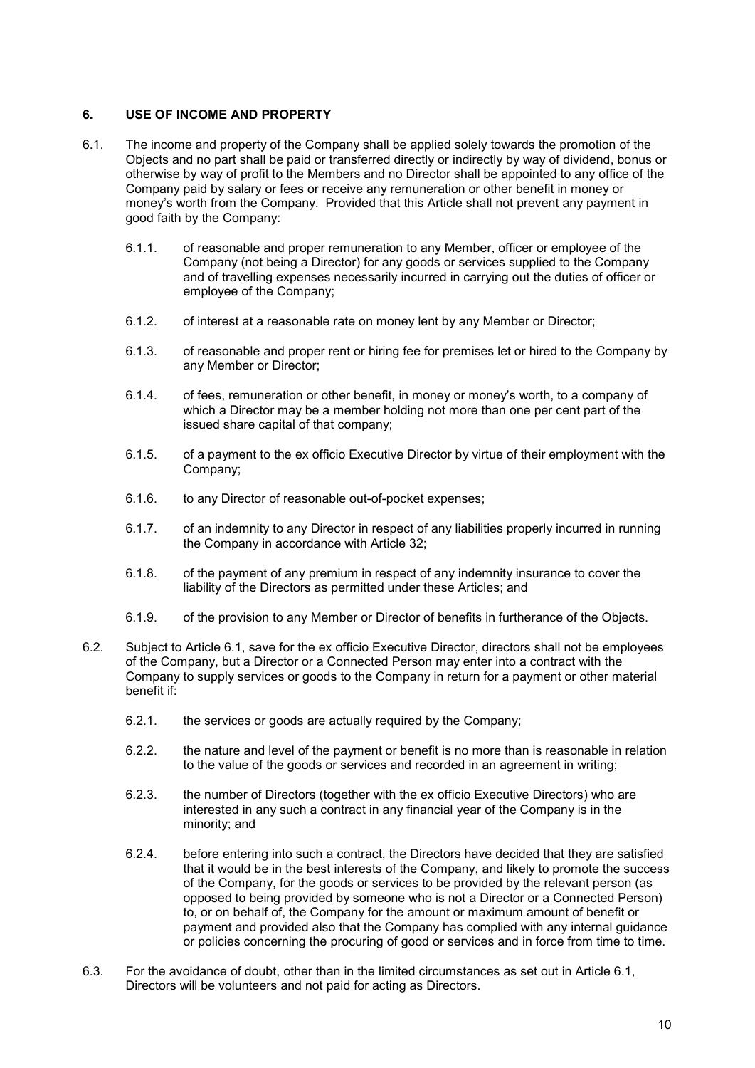## 6. USE OF INCOME AND PROPERTY

6.1. The income and property of the Company shall be applied solely towards the promotion of the Objects and no part shall be paid or transferred directly or indirectly by way of dividend, bonus or otherwise by way of profit to the Members and no Director shall be appointed to any office of the Company paid by salary or fees or receive any remuneration or other benefit in money or money's worth from the Company. Provided that this Article shall not prevent any payment in good faith by the Company:

6.1.1. of reasonable and proper remuneration to any Member, officer or employee of the Company (not being a Director) for any goods or services supplied to the Company and of travelling expenses necessarily incurred in carrying out the duties of officer or employee of the Company;

6.1.2. of interest at a reasonable rate on money lent by any Member or Director;

6.1.3. of reasonable and proper rent or hiring fee for premises let or hired to the Company by any Member or Director;

6.1.4. of fees, remuneration or other benefit, in money or money's worth, to a company of which a Director may be a member holding not more than one per cent part of the issued share capital of that company;

6.1.5. of a payment to the ex officio Executive Director by virtue of their employment with the Company;

6.1.6. to any Director of reasonable out-of-pocket expenses;

6.1.7. of an indemnity to any Director in respect of any liabilities properly incurred in running the Company in accordance with Article 32;

6.1.8. of the payment of any premium in respect of any indemnity insurance to cover the liability of the Directors as permitted under these Articles; and

6.1.9. of the provision to any Member or Director of benefits in furtherance of the Objects.

6.2. Subject to Article 6.1, save for the ex officio Executive Director, directors shall not be employees of the Company, but a Director or a Connected Person may enter into a contract with the Company to supply services or goods to the Company in return for a payment or other material benefit if:

6.2.1. the services or goods are actually required by the Company;

6.2.2. the nature and level of the payment or benefit is no more than is reasonable in relation to the value of the goods or services and recorded in an agreement in writing;

6.2.3. the number of Directors (together with the ex officio Executive Directors) who are interested in any such a contract in any financial year of the Company is in the minority; and

6.2.4. before entering into such a contract, the Directors have decided that they are satisfied that it would be in the best interests of the Company, and likely to promote the success of the Company, for the goods or services to be provided by the relevant person (as opposed to being provided by someone who is not a Director or a Connected Person) to, or on behalf of, the Company for the amount or maximum amount of benefit or payment and provided also that the Company has complied with any internal guidance or policies concerning the procuring of good or services and in force from time to time.

6.3. For the avoidance of doubt, other than in the limited circumstances as set out in Article 6.1, Directors will be volunteers and not paid for acting as Directors.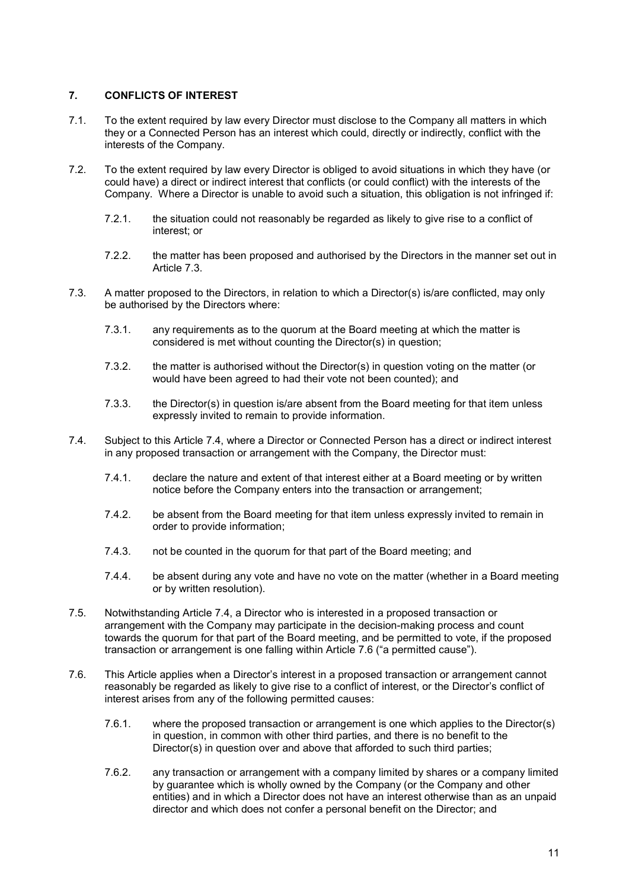## 7. CONFLICTS OF INTEREST

7.1. To the extent required by law every Director must disclose to the Company all matters in which they or a Connected Person has an interest which could, directly or indirectly, conflict with the interests of the Company.

7.2. To the extent required by law every Director is obliged to avoid situations in which they have (or could have) a direct or indirect interest that conflicts (or could conflict) with the interests of the Company. Where a Director is unable to avoid such a situation, this obligation is not infringed if:

> 7.2.1. the situation could not reasonably be regarded as likely to give rise to a conflict of interest; or
>
> 7.2.2. the matter has been proposed and authorised by the Directors in the manner set out in Article 7.3.

7.3. A matter proposed to the Directors, in relation to which a Director(s) is/are conflicted, may only be authorised by the Directors where:

> 7.3.1. any requirements as to the quorum at the Board meeting at which the matter is considered is met without counting the Director(s) in question;
>
> 7.3.2. the matter is authorised without the Director(s) in question voting on the matter (or would have been agreed to had their vote not been counted); and
>
> 7.3.3. the Director(s) in question is/are absent from the Board meeting for that item unless expressly invited to remain to provide information.

7.4. Subject to this Article 7.4, where a Director or Connected Person has a direct or indirect interest in any proposed transaction or arrangement with the Company, the Director must:

> 7.4.1. declare the nature and extent of that interest either at a Board meeting or by written notice before the Company enters into the transaction or arrangement;
>
> 7.4.2. be absent from the Board meeting for that item unless expressly invited to remain in order to provide information;
>
> 7.4.3. not be counted in the quorum for that part of the Board meeting; and
>
> 7.4.4. be absent during any vote and have no vote on the matter (whether in a Board meeting or by written resolution).

7.5. Notwithstanding Article 7.4, a Director who is interested in a proposed transaction or arrangement with the Company may participate in the decision-making process and count towards the quorum for that part of the Board meeting, and be permitted to vote, if the proposed transaction or arrangement is one falling within Article 7.6 ("a permitted cause").

7.6. This Article applies when a Director's interest in a proposed transaction or arrangement cannot reasonably be regarded as likely to give rise to a conflict of interest, or the Director's conflict of interest arises from any of the following permitted causes:

> 7.6.1. where the proposed transaction or arrangement is one which applies to the Director(s) in question, in common with other third parties, and there is no benefit to the Director(s) in question over and above that afforded to such third parties;
>
> 7.6.2. any transaction or arrangement with a company limited by shares or a company limited by guarantee which is wholly owned by the Company (or the Company and other entities) and in which a Director does not have an interest otherwise than as an unpaid director and which does not confer a personal benefit on the Director; and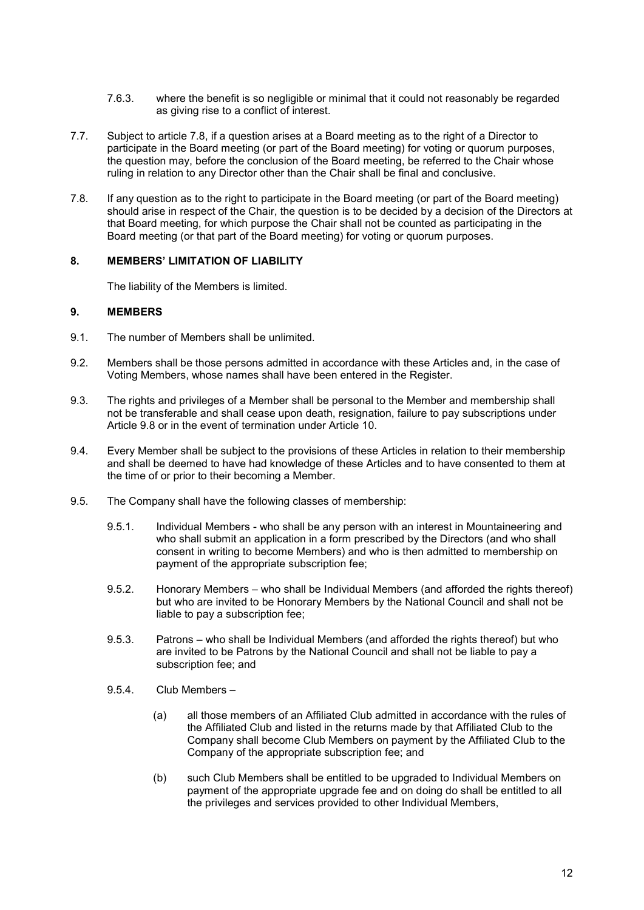7.6.3. where the benefit is so negligible or minimal that it could not reasonably be regarded as giving rise to a conflict of interest.

7.7. Subject to article 7.8, if a question arises at a Board meeting as to the right of a Director to participate in the Board meeting (or part of the Board meeting) for voting or quorum purposes, the question may, before the conclusion of the Board meeting, be referred to the Chair whose ruling in relation to any Director other than the Chair shall be final and conclusive.

7.8. If any question as to the right to participate in the Board meeting (or part of the Board meeting) should arise in respect of the Chair, the question is to be decided by a decision of the Directors at that Board meeting, for which purpose the Chair shall not be counted as participating in the Board meeting (or that part of the Board meeting) for voting or quorum purposes.

## 8. MEMBERS' LIMITATION OF LIABILITY

The liability of the Members is limited.

## 9. MEMBERS

9.1. The number of Members shall be unlimited.

9.2. Members shall be those persons admitted in accordance with these Articles and, in the case of Voting Members, whose names shall have been entered in the Register.

9.3. The rights and privileges of a Member shall be personal to the Member and membership shall not be transferable and shall cease upon death, resignation, failure to pay subscriptions under Article 9.8 or in the event of termination under Article 10.

9.4. Every Member shall be subject to the provisions of these Articles in relation to their membership and shall be deemed to have had knowledge of these Articles and to have consented to them at the time of or prior to their becoming a Member.

9.5. The Company shall have the following classes of membership:

9.5.1. Individual Members - who shall be any person with an interest in Mountaineering and who shall submit an application in a form prescribed by the Directors (and who shall consent in writing to become Members) and who is then admitted to membership on payment of the appropriate subscription fee;

9.5.2. Honorary Members – who shall be Individual Members (and afforded the rights thereof) but who are invited to be Honorary Members by the National Council and shall not be liable to pay a subscription fee;

9.5.3. Patrons – who shall be Individual Members (and afforded the rights thereof) but who are invited to be Patrons by the National Council and shall not be liable to pay a subscription fee; and

9.5.4. Club Members –

(a) all those members of an Affiliated Club admitted in accordance with the rules of the Affiliated Club and listed in the returns made by that Affiliated Club to the Company shall become Club Members on payment by the Affiliated Club to the Company of the appropriate subscription fee; and

(b) such Club Members shall be entitled to be upgraded to Individual Members on payment of the appropriate upgrade fee and on doing do shall be entitled to all the privileges and services provided to other Individual Members,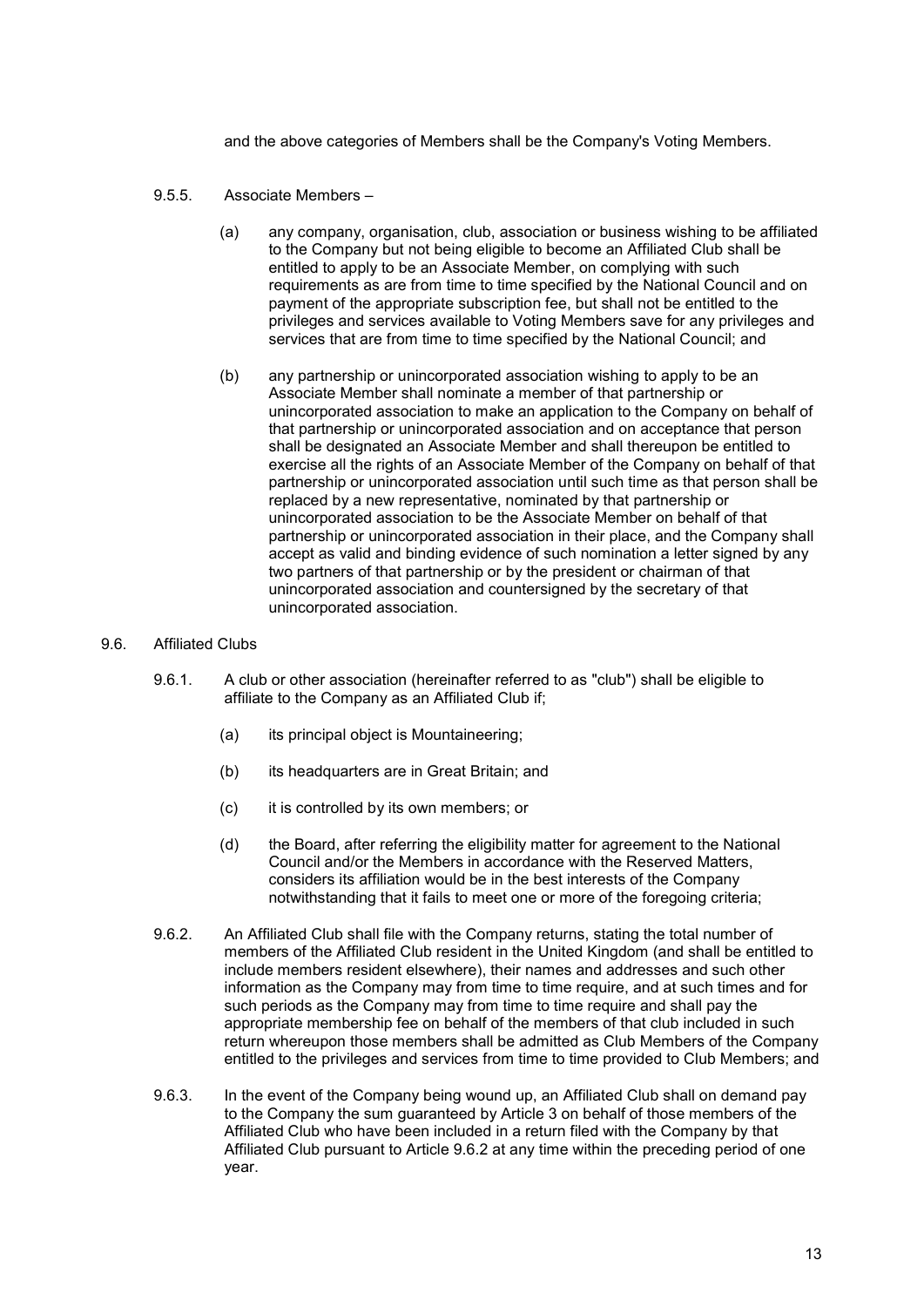and the above categories of Members shall be the Company's Voting Members.

9.5.5. Associate Members –

(a) any company, organisation, club, association or business wishing to be affiliated to the Company but not being eligible to become an Affiliated Club shall be entitled to apply to be an Associate Member, on complying with such requirements as are from time to time specified by the National Council and on payment of the appropriate subscription fee, but shall not be entitled to the privileges and services available to Voting Members save for any privileges and services that are from time to time specified by the National Council; and

(b) any partnership or unincorporated association wishing to apply to be an Associate Member shall nominate a member of that partnership or unincorporated association to make an application to the Company on behalf of that partnership or unincorporated association and on acceptance that person shall be designated an Associate Member and shall thereupon be entitled to exercise all the rights of an Associate Member of the Company on behalf of that partnership or unincorporated association until such time as that person shall be replaced by a new representative, nominated by that partnership or unincorporated association to be the Associate Member on behalf of that partnership or unincorporated association in their place, and the Company shall accept as valid and binding evidence of such nomination a letter signed by any two partners of that partnership or by the president or chairman of that unincorporated association and countersigned by the secretary of that unincorporated association.

9.6. Affiliated Clubs

9.6.1. A club or other association (hereinafter referred to as "club") shall be eligible to affiliate to the Company as an Affiliated Club if;

(a) its principal object is Mountaineering;

(b) its headquarters are in Great Britain; and

(c) it is controlled by its own members; or

(d) the Board, after referring the eligibility matter for agreement to the National Council and/or the Members in accordance with the Reserved Matters, considers its affiliation would be in the best interests of the Company notwithstanding that it fails to meet one or more of the foregoing criteria;

9.6.2. An Affiliated Club shall file with the Company returns, stating the total number of members of the Affiliated Club resident in the United Kingdom (and shall be entitled to include members resident elsewhere), their names and addresses and such other information as the Company may from time to time require, and at such times and for such periods as the Company may from time to time require and shall pay the appropriate membership fee on behalf of the members of that club included in such return whereupon those members shall be admitted as Club Members of the Company entitled to the privileges and services from time to time provided to Club Members; and

9.6.3. In the event of the Company being wound up, an Affiliated Club shall on demand pay to the Company the sum guaranteed by Article 3 on behalf of those members of the Affiliated Club who have been included in a return filed with the Company by that Affiliated Club pursuant to Article 9.6.2 at any time within the preceding period of one year.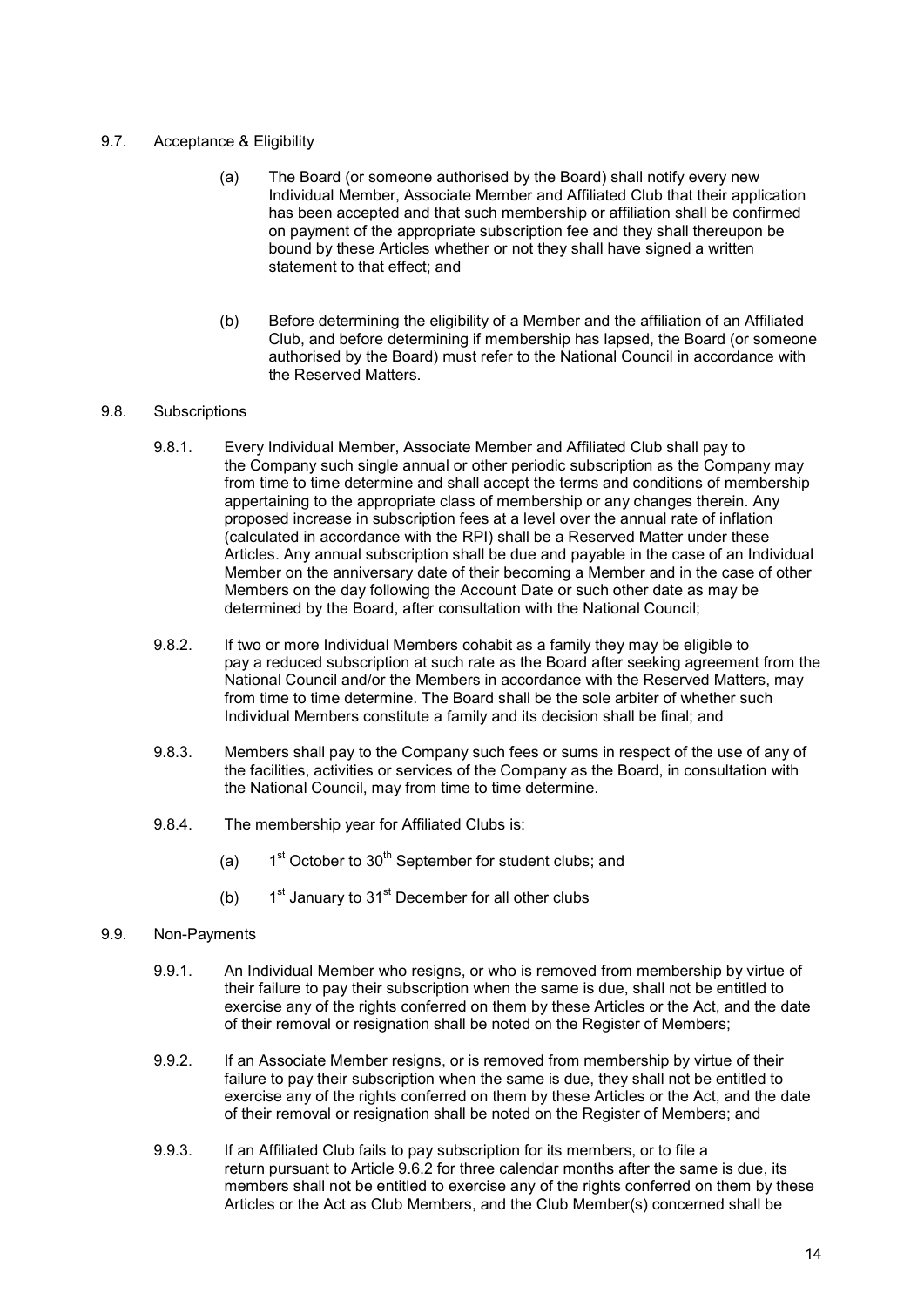9.7. Acceptance & Eligibility

(a) The Board (or someone authorised by the Board) shall notify every new Individual Member, Associate Member and Affiliated Club that their application has been accepted and that such membership or affiliation shall be confirmed on payment of the appropriate subscription fee and they shall thereupon be bound by these Articles whether or not they shall have signed a written statement to that effect; and

(b) Before determining the eligibility of a Member and the affiliation of an Affiliated Club, and before determining if membership has lapsed, the Board (or someone authorised by the Board) must refer to the National Council in accordance with the Reserved Matters.

9.8. Subscriptions

9.8.1. Every Individual Member, Associate Member and Affiliated Club shall pay to the Company such single annual or other periodic subscription as the Company may from time to time determine and shall accept the terms and conditions of membership appertaining to the appropriate class of membership or any changes therein. Any proposed increase in subscription fees at a level over the annual rate of inflation (calculated in accordance with the RPI) shall be a Reserved Matter under these Articles. Any annual subscription shall be due and payable in the case of an Individual Member on the anniversary date of their becoming a Member and in the case of other Members on the day following the Account Date or such other date as may be determined by the Board, after consultation with the National Council;

9.8.2. If two or more Individual Members cohabit as a family they may be eligible to pay a reduced subscription at such rate as the Board after seeking agreement from the National Council and/or the Members in accordance with the Reserved Matters, may from time to time determine. The Board shall be the sole arbiter of whether such Individual Members constitute a family and its decision shall be final; and

9.8.3. Members shall pay to the Company such fees or sums in respect of the use of any of the facilities, activities or services of the Company as the Board, in consultation with the National Council, may from time to time determine.

9.8.4. The membership year for Affiliated Clubs is:

(a) 1st October to 30th September for student clubs; and

(b) 1st January to 31st December for all other clubs

9.9. Non-Payments

9.9.1. An Individual Member who resigns, or who is removed from membership by virtue of their failure to pay their subscription when the same is due, shall not be entitled to exercise any of the rights conferred on them by these Articles or the Act, and the date of their removal or resignation shall be noted on the Register of Members;

9.9.2. If an Associate Member resigns, or is removed from membership by virtue of their failure to pay their subscription when the same is due, they shall not be entitled to exercise any of the rights conferred on them by these Articles or the Act, and the date of their removal or resignation shall be noted on the Register of Members; and

9.9.3. If an Affiliated Club fails to pay subscription for its members, or to file a return pursuant to Article 9.6.2 for three calendar months after the same is due, its members shall not be entitled to exercise any of the rights conferred on them by these Articles or the Act as Club Members, and the Club Member(s) concerned shall be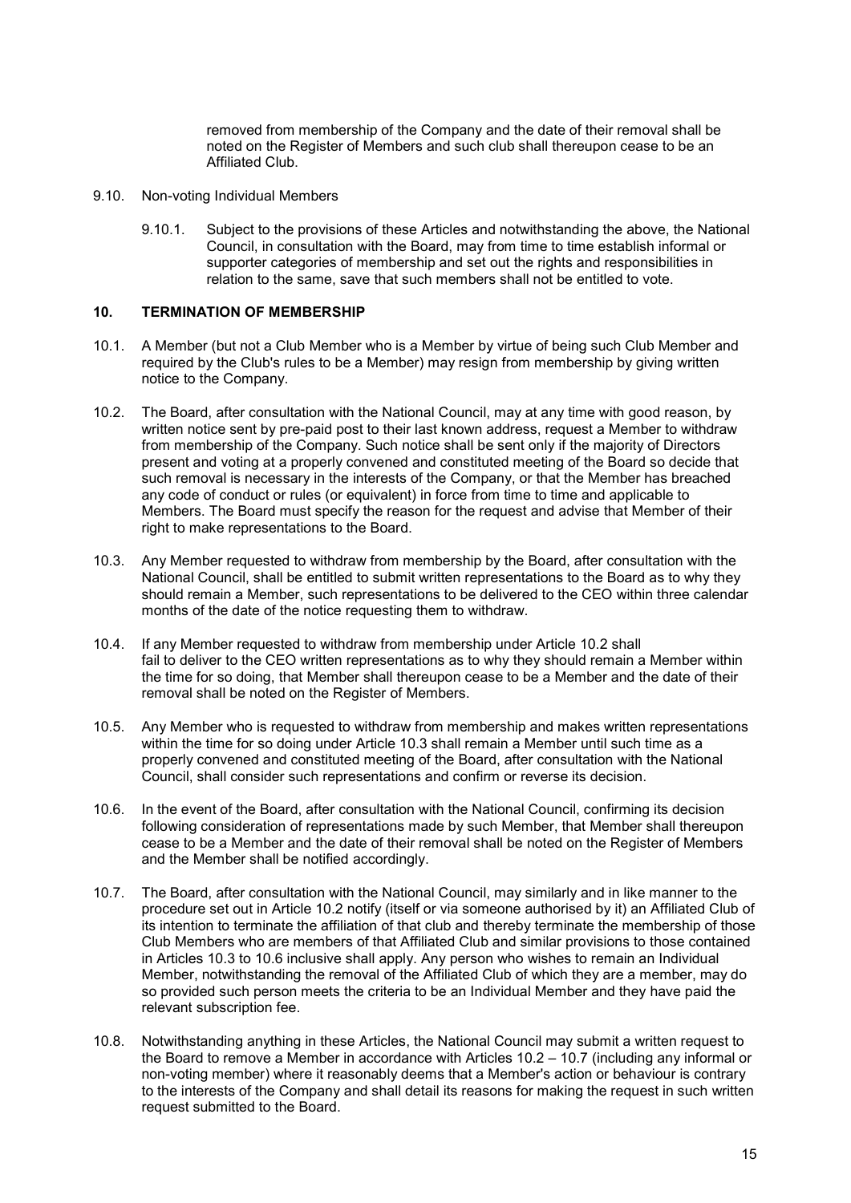removed from membership of the Company and the date of their removal shall be noted on the Register of Members and such club shall thereupon cease to be an Affiliated Club.

9.10. Non-voting Individual Members

9.10.1. Subject to the provisions of these Articles and notwithstanding the above, the National Council, in consultation with the Board, may from time to time establish informal or supporter categories of membership and set out the rights and responsibilities in relation to the same, save that such members shall not be entitled to vote.

## 10. TERMINATION OF MEMBERSHIP

10.1. A Member (but not a Club Member who is a Member by virtue of being such Club Member and required by the Club's rules to be a Member) may resign from membership by giving written notice to the Company.

10.2. The Board, after consultation with the National Council, may at any time with good reason, by written notice sent by pre-paid post to their last known address, request a Member to withdraw from membership of the Company. Such notice shall be sent only if the majority of Directors present and voting at a properly convened and constituted meeting of the Board so decide that such removal is necessary in the interests of the Company, or that the Member has breached any code of conduct or rules (or equivalent) in force from time to time and applicable to Members. The Board must specify the reason for the request and advise that Member of their right to make representations to the Board.

10.3. Any Member requested to withdraw from membership by the Board, after consultation with the National Council, shall be entitled to submit written representations to the Board as to why they should remain a Member, such representations to be delivered to the CEO within three calendar months of the date of the notice requesting them to withdraw.

10.4. If any Member requested to withdraw from membership under Article 10.2 shall fail to deliver to the CEO written representations as to why they should remain a Member within the time for so doing, that Member shall thereupon cease to be a Member and the date of their removal shall be noted on the Register of Members.

10.5. Any Member who is requested to withdraw from membership and makes written representations within the time for so doing under Article 10.3 shall remain a Member until such time as a properly convened and constituted meeting of the Board, after consultation with the National Council, shall consider such representations and confirm or reverse its decision.

10.6. In the event of the Board, after consultation with the National Council, confirming its decision following consideration of representations made by such Member, that Member shall thereupon cease to be a Member and the date of their removal shall be noted on the Register of Members and the Member shall be notified accordingly.

10.7. The Board, after consultation with the National Council, may similarly and in like manner to the procedure set out in Article 10.2 notify (itself or via someone authorised by it) an Affiliated Club of its intention to terminate the affiliation of that club and thereby terminate the membership of those Club Members who are members of that Affiliated Club and similar provisions to those contained in Articles 10.3 to 10.6 inclusive shall apply. Any person who wishes to remain an Individual Member, notwithstanding the removal of the Affiliated Club of which they are a member, may do so provided such person meets the criteria to be an Individual Member and they have paid the relevant subscription fee.

10.8. Notwithstanding anything in these Articles, the National Council may submit a written request to the Board to remove a Member in accordance with Articles 10.2 – 10.7 (including any informal or non-voting member) where it reasonably deems that a Member's action or behaviour is contrary to the interests of the Company and shall detail its reasons for making the request in such written request submitted to the Board.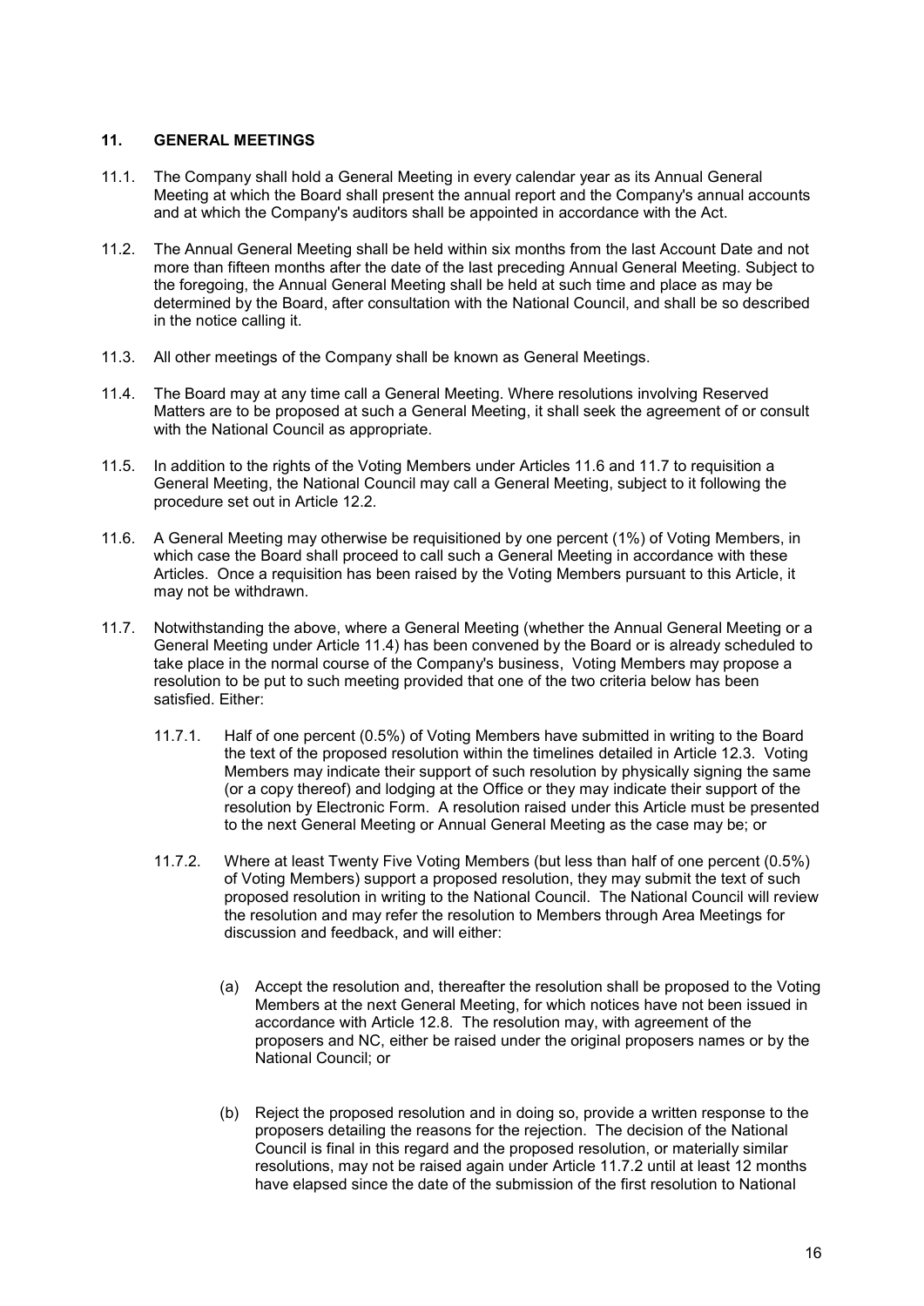## 11. GENERAL MEETINGS

11.1. The Company shall hold a General Meeting in every calendar year as its Annual General Meeting at which the Board shall present the annual report and the Company's annual accounts and at which the Company's auditors shall be appointed in accordance with the Act.

11.2. The Annual General Meeting shall be held within six months from the last Account Date and not more than fifteen months after the date of the last preceding Annual General Meeting. Subject to the foregoing, the Annual General Meeting shall be held at such time and place as may be determined by the Board, after consultation with the National Council, and shall be so described in the notice calling it.

11.3. All other meetings of the Company shall be known as General Meetings.

11.4. The Board may at any time call a General Meeting. Where resolutions involving Reserved Matters are to be proposed at such a General Meeting, it shall seek the agreement of or consult with the National Council as appropriate.

11.5. In addition to the rights of the Voting Members under Articles 11.6 and 11.7 to requisition a General Meeting, the National Council may call a General Meeting, subject to it following the procedure set out in Article 12.2.

11.6. A General Meeting may otherwise be requisitioned by one percent (1%) of Voting Members, in which case the Board shall proceed to call such a General Meeting in accordance with these Articles. Once a requisition has been raised by the Voting Members pursuant to this Article, it may not be withdrawn.

11.7. Notwithstanding the above, where a General Meeting (whether the Annual General Meeting or a General Meeting under Article 11.4) has been convened by the Board or is already scheduled to take place in the normal course of the Company's business, Voting Members may propose a resolution to be put to such meeting provided that one of the two criteria below has been satisfied. Either:

11.7.1. Half of one percent (0.5%) of Voting Members have submitted in writing to the Board the text of the proposed resolution within the timelines detailed in Article 12.3. Voting Members may indicate their support of such resolution by physically signing the same (or a copy thereof) and lodging at the Office or they may indicate their support of the resolution by Electronic Form. A resolution raised under this Article must be presented to the next General Meeting or Annual General Meeting as the case may be; or

11.7.2. Where at least Twenty Five Voting Members (but less than half of one percent (0.5%) of Voting Members) support a proposed resolution, they may submit the text of such proposed resolution in writing to the National Council. The National Council will review the resolution and may refer the resolution to Members through Area Meetings for discussion and feedback, and will either:

(a) Accept the resolution and, thereafter the resolution shall be proposed to the Voting Members at the next General Meeting, for which notices have not been issued in accordance with Article 12.8. The resolution may, with agreement of the proposers and NC, either be raised under the original proposers names or by the National Council; or

(b) Reject the proposed resolution and in doing so, provide a written response to the proposers detailing the reasons for the rejection. The decision of the National Council is final in this regard and the proposed resolution, or materially similar resolutions, may not be raised again under Article 11.7.2 until at least 12 months have elapsed since the date of the submission of the first resolution to National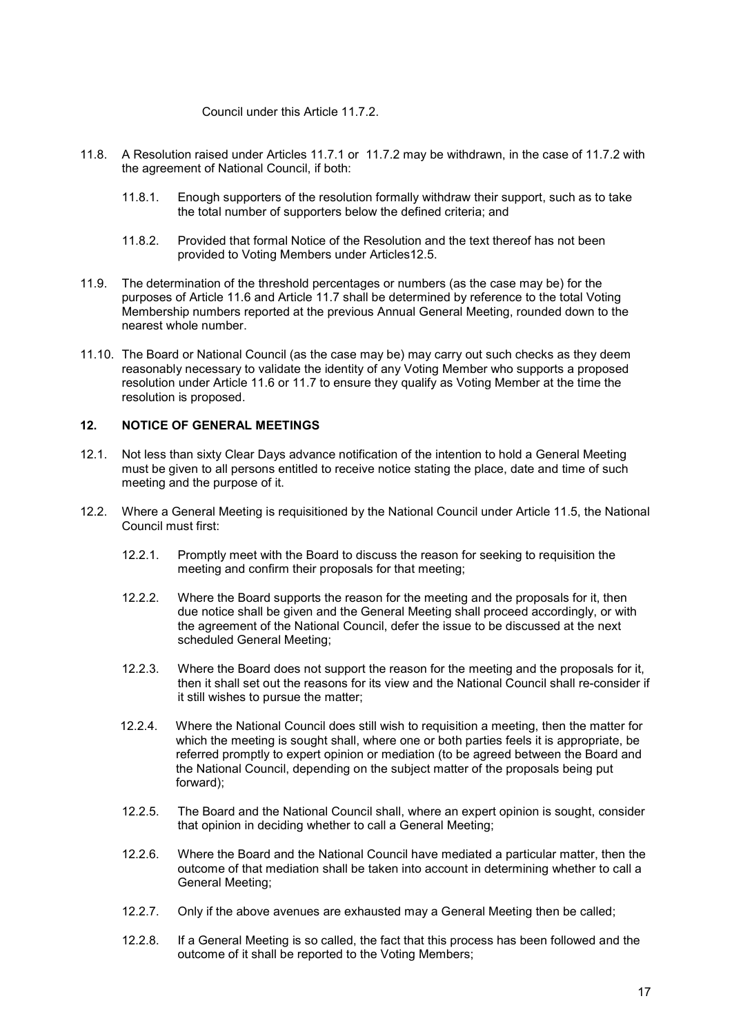Council under this Article 11.7.2.

11.8. A Resolution raised under Articles 11.7.1 or 11.7.2 may be withdrawn, in the case of 11.7.2 with the agreement of National Council, if both:

   11.8.1. Enough supporters of the resolution formally withdraw their support, such as to take the total number of supporters below the defined criteria; and

   11.8.2. Provided that formal Notice of the Resolution and the text thereof has not been provided to Voting Members under Articles12.5.

11.9. The determination of the threshold percentages or numbers (as the case may be) for the purposes of Article 11.6 and Article 11.7 shall be determined by reference to the total Voting Membership numbers reported at the previous Annual General Meeting, rounded down to the nearest whole number.

11.10. The Board or National Council (as the case may be) may carry out such checks as they deem reasonably necessary to validate the identity of any Voting Member who supports a proposed resolution under Article 11.6 or 11.7 to ensure they qualify as Voting Member at the time the resolution is proposed.

## 12. NOTICE OF GENERAL MEETINGS

12.1. Not less than sixty Clear Days advance notification of the intention to hold a General Meeting must be given to all persons entitled to receive notice stating the place, date and time of such meeting and the purpose of it.

12.2. Where a General Meeting is requisitioned by the National Council under Article 11.5, the National Council must first:

   12.2.1. Promptly meet with the Board to discuss the reason for seeking to requisition the meeting and confirm their proposals for that meeting;

   12.2.2. Where the Board supports the reason for the meeting and the proposals for it, then due notice shall be given and the General Meeting shall proceed accordingly, or with the agreement of the National Council, defer the issue to be discussed at the next scheduled General Meeting;

   12.2.3. Where the Board does not support the reason for the meeting and the proposals for it, then it shall set out the reasons for its view and the National Council shall re-consider if it still wishes to pursue the matter;

   12.2.4. Where the National Council does still wish to requisition a meeting, then the matter for which the meeting is sought shall, where one or both parties feels it is appropriate, be referred promptly to expert opinion or mediation (to be agreed between the Board and the National Council, depending on the subject matter of the proposals being put forward);

   12.2.5. The Board and the National Council shall, where an expert opinion is sought, consider that opinion in deciding whether to call a General Meeting;

   12.2.6. Where the Board and the National Council have mediated a particular matter, then the outcome of that mediation shall be taken into account in determining whether to call a General Meeting;

   12.2.7. Only if the above avenues are exhausted may a General Meeting then be called;

   12.2.8. If a General Meeting is so called, the fact that this process has been followed and the outcome of it shall be reported to the Voting Members;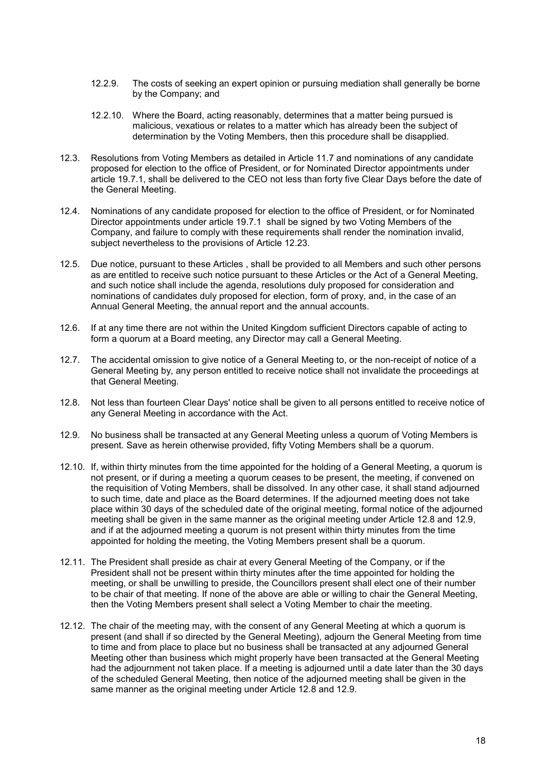12.2.9. The costs of seeking an expert opinion or pursuing mediation shall generally be borne by the Company; and

12.2.10. Where the Board, acting reasonably, determines that a matter being pursued is malicious, vexatious or relates to a matter which has already been the subject of determination by the Voting Members, then this procedure shall be disapplied.

12.3. Resolutions from Voting Members as detailed in Article 11.7 and nominations of any candidate proposed for election to the office of President, or for Nominated Director appointments under article 19.7.1, shall be delivered to the CEO not less than forty five Clear Days before the date of the General Meeting.

12.4. Nominations of any candidate proposed for election to the office of President, or for Nominated Director appointments under article 19.7.1 shall be signed by two Voting Members of the Company, and failure to comply with these requirements shall render the nomination invalid, subject nevertheless to the provisions of Article 12.23.

12.5. Due notice, pursuant to these Articles , shall be provided to all Members and such other persons as are entitled to receive such notice pursuant to these Articles or the Act of a General Meeting, and such notice shall include the agenda, resolutions duly proposed for consideration and nominations of candidates duly proposed for election, form of proxy, and, in the case of an Annual General Meeting, the annual report and the annual accounts.

12.6. If at any time there are not within the United Kingdom sufficient Directors capable of acting to form a quorum at a Board meeting, any Director may call a General Meeting.

12.7. The accidental omission to give notice of a General Meeting to, or the non-receipt of notice of a General Meeting by, any person entitled to receive notice shall not invalidate the proceedings at that General Meeting.

12.8. Not less than fourteen Clear Days' notice shall be given to all persons entitled to receive notice of any General Meeting in accordance with the Act.

12.9. No business shall be transacted at any General Meeting unless a quorum of Voting Members is present. Save as herein otherwise provided, fifty Voting Members shall be a quorum.

12.10. If, within thirty minutes from the time appointed for the holding of a General Meeting, a quorum is not present, or if during a meeting a quorum ceases to be present, the meeting, if convened on the requisition of Voting Members, shall be dissolved. In any other case, it shall stand adjourned to such time, date and place as the Board determines. If the adjourned meeting does not take place within 30 days of the scheduled date of the original meeting, formal notice of the adjourned meeting shall be given in the same manner as the original meeting under Article 12.8 and 12.9, and if at the adjourned meeting a quorum is not present within thirty minutes from the time appointed for holding the meeting, the Voting Members present shall be a quorum.

12.11. The President shall preside as chair at every General Meeting of the Company, or if the President shall not be present within thirty minutes after the time appointed for holding the meeting, or shall be unwilling to preside, the Councillors present shall elect one of their number to be chair of that meeting. If none of the above are able or willing to chair the General Meeting, then the Voting Members present shall select a Voting Member to chair the meeting.

12.12. The chair of the meeting may, with the consent of any General Meeting at which a quorum is present (and shall if so directed by the General Meeting), adjourn the General Meeting from time to time and from place to place but no business shall be transacted at any adjourned General Meeting other than business which might properly have been transacted at the General Meeting had the adjournment not taken place. If a meeting is adjourned until a date later than the 30 days of the scheduled General Meeting, then notice of the adjourned meeting shall be given in the same manner as the original meeting under Article 12.8 and 12.9.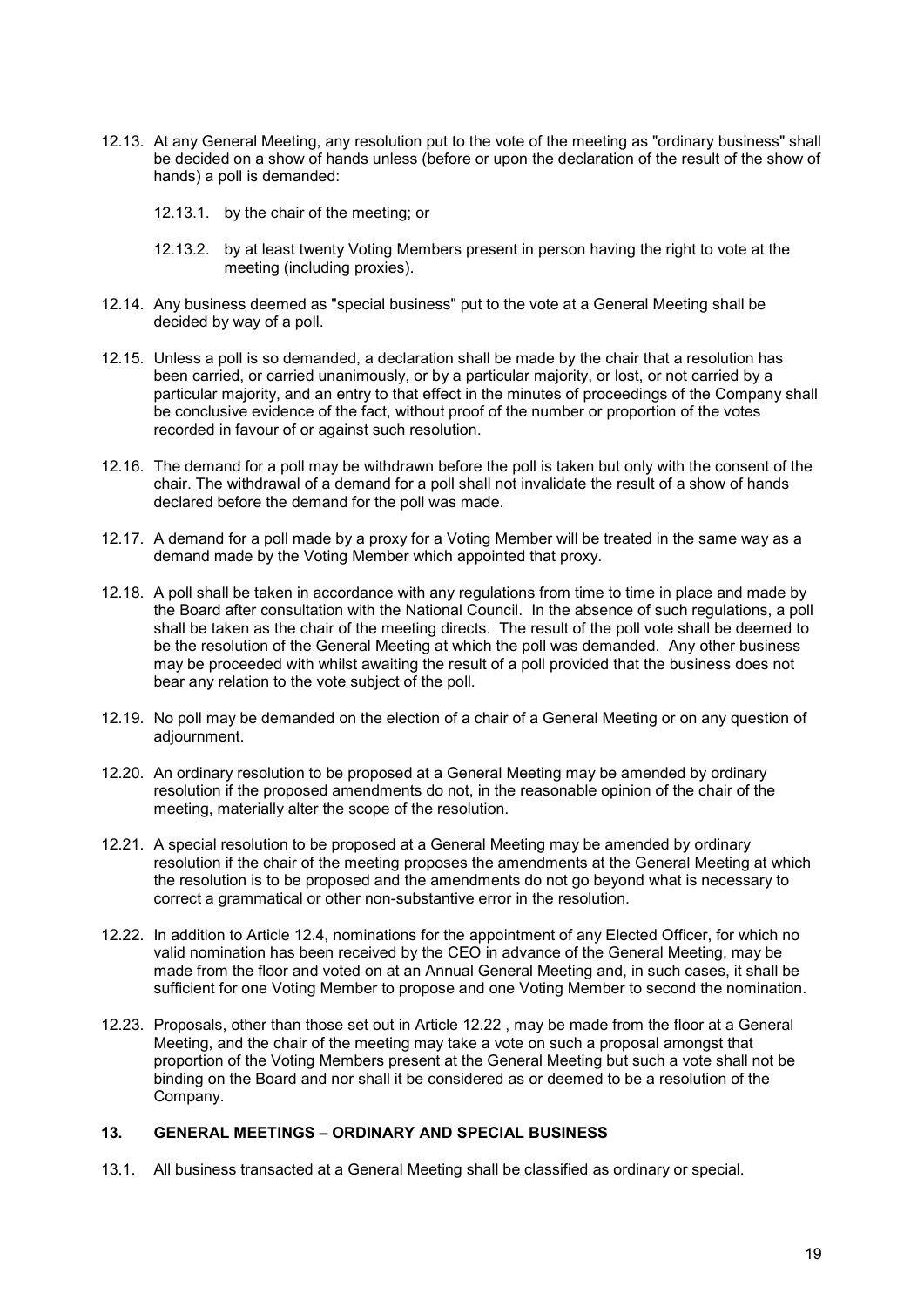12.13. At any General Meeting, any resolution put to the vote of the meeting as "ordinary business" shall be decided on a show of hands unless (before or upon the declaration of the result of the show of hands) a poll is demanded:

  12.13.1. by the chair of the meeting; or

  12.13.2. by at least twenty Voting Members present in person having the right to vote at the meeting (including proxies).

12.14. Any business deemed as "special business" put to the vote at a General Meeting shall be decided by way of a poll.

12.15. Unless a poll is so demanded, a declaration shall be made by the chair that a resolution has been carried, or carried unanimously, or by a particular majority, or lost, or not carried by a particular majority, and an entry to that effect in the minutes of proceedings of the Company shall be conclusive evidence of the fact, without proof of the number or proportion of the votes recorded in favour of or against such resolution.

12.16. The demand for a poll may be withdrawn before the poll is taken but only with the consent of the chair. The withdrawal of a demand for a poll shall not invalidate the result of a show of hands declared before the demand for the poll was made.

12.17. A demand for a poll made by a proxy for a Voting Member will be treated in the same way as a demand made by the Voting Member which appointed that proxy.

12.18. A poll shall be taken in accordance with any regulations from time to time in place and made by the Board after consultation with the National Council. In the absence of such regulations, a poll shall be taken as the chair of the meeting directs. The result of the poll vote shall be deemed to be the resolution of the General Meeting at which the poll was demanded. Any other business may be proceeded with whilst awaiting the result of a poll provided that the business does not bear any relation to the vote subject of the poll.

12.19. No poll may be demanded on the election of a chair of a General Meeting or on any question of adjournment.

12.20. An ordinary resolution to be proposed at a General Meeting may be amended by ordinary resolution if the proposed amendments do not, in the reasonable opinion of the chair of the meeting, materially alter the scope of the resolution.

12.21. A special resolution to be proposed at a General Meeting may be amended by ordinary resolution if the chair of the meeting proposes the amendments at the General Meeting at which the resolution is to be proposed and the amendments do not go beyond what is necessary to correct a grammatical or other non-substantive error in the resolution.

12.22. In addition to Article 12.4, nominations for the appointment of any Elected Officer, for which no valid nomination has been received by the CEO in advance of the General Meeting, may be made from the floor and voted on at an Annual General Meeting and, in such cases, it shall be sufficient for one Voting Member to propose and one Voting Member to second the nomination.

12.23. Proposals, other than those set out in Article 12.22 , may be made from the floor at a General Meeting, and the chair of the meeting may take a vote on such a proposal amongst that proportion of the Voting Members present at the General Meeting but such a vote shall not be binding on the Board and nor shall it be considered as or deemed to be a resolution of the Company.

## 13. GENERAL MEETINGS – ORDINARY AND SPECIAL BUSINESS

13.1. All business transacted at a General Meeting shall be classified as ordinary or special.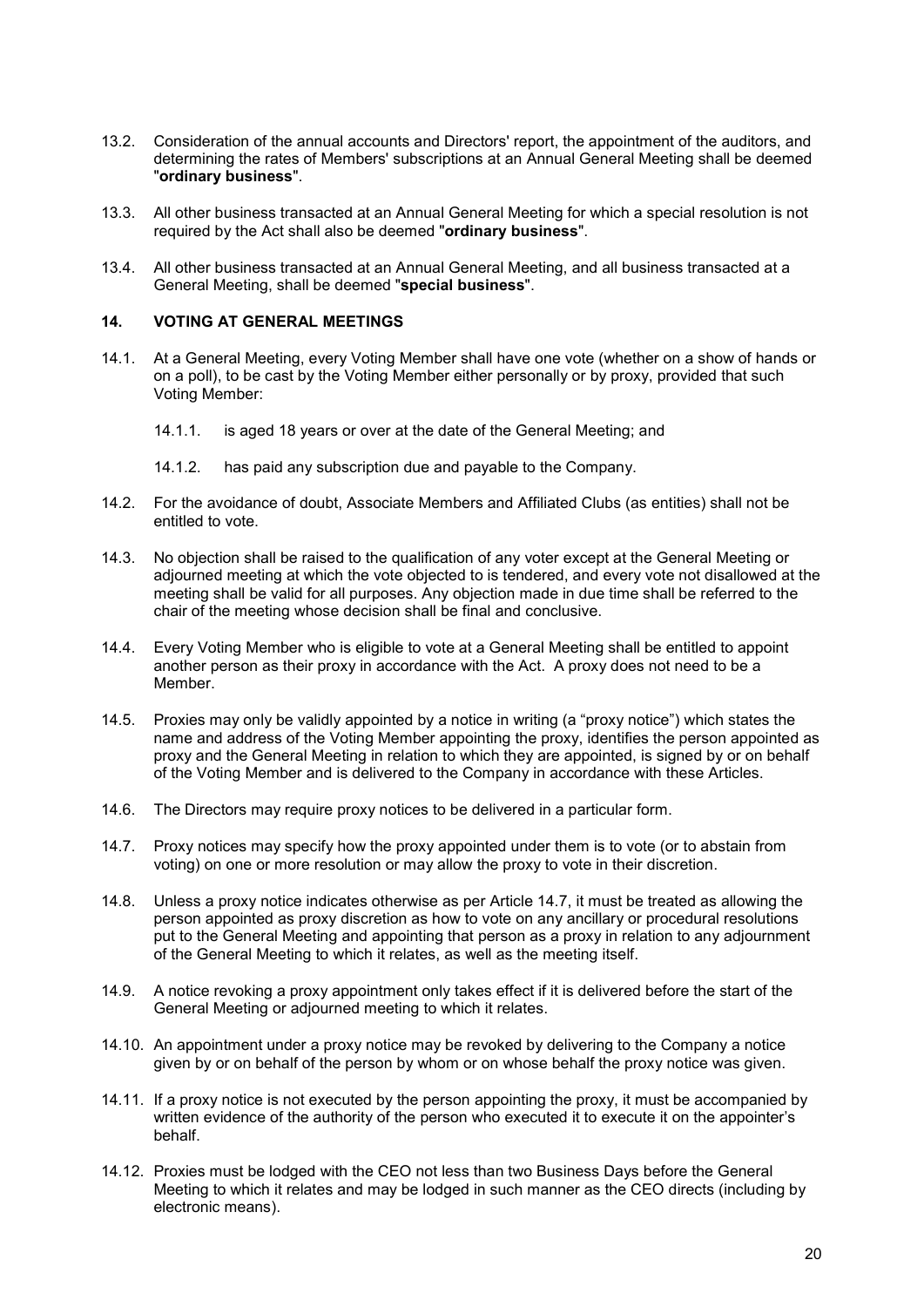13.2. Consideration of the annual accounts and Directors' report, the appointment of the auditors, and determining the rates of Members' subscriptions at an Annual General Meeting shall be deemed "**ordinary business**".

13.3. All other business transacted at an Annual General Meeting for which a special resolution is not required by the Act shall also be deemed "**ordinary business**".

13.4. All other business transacted at an Annual General Meeting, and all business transacted at a General Meeting, shall be deemed "**special business**".

## 14. VOTING AT GENERAL MEETINGS

14.1. At a General Meeting, every Voting Member shall have one vote (whether on a show of hands or on a poll), to be cast by the Voting Member either personally or by proxy, provided that such Voting Member:

14.1.1. is aged 18 years or over at the date of the General Meeting; and

14.1.2. has paid any subscription due and payable to the Company.

14.2. For the avoidance of doubt, Associate Members and Affiliated Clubs (as entities) shall not be entitled to vote.

14.3. No objection shall be raised to the qualification of any voter except at the General Meeting or adjourned meeting at which the vote objected to is tendered, and every vote not disallowed at the meeting shall be valid for all purposes. Any objection made in due time shall be referred to the chair of the meeting whose decision shall be final and conclusive.

14.4. Every Voting Member who is eligible to vote at a General Meeting shall be entitled to appoint another person as their proxy in accordance with the Act. A proxy does not need to be a Member.

14.5. Proxies may only be validly appointed by a notice in writing (a "proxy notice") which states the name and address of the Voting Member appointing the proxy, identifies the person appointed as proxy and the General Meeting in relation to which they are appointed, is signed by or on behalf of the Voting Member and is delivered to the Company in accordance with these Articles.

14.6. The Directors may require proxy notices to be delivered in a particular form.

14.7. Proxy notices may specify how the proxy appointed under them is to vote (or to abstain from voting) on one or more resolution or may allow the proxy to vote in their discretion.

14.8. Unless a proxy notice indicates otherwise as per Article 14.7, it must be treated as allowing the person appointed as proxy discretion as how to vote on any ancillary or procedural resolutions put to the General Meeting and appointing that person as a proxy in relation to any adjournment of the General Meeting to which it relates, as well as the meeting itself.

14.9. A notice revoking a proxy appointment only takes effect if it is delivered before the start of the General Meeting or adjourned meeting to which it relates.

14.10. An appointment under a proxy notice may be revoked by delivering to the Company a notice given by or on behalf of the person by whom or on whose behalf the proxy notice was given.

14.11. If a proxy notice is not executed by the person appointing the proxy, it must be accompanied by written evidence of the authority of the person who executed it to execute it on the appointer's behalf.

14.12. Proxies must be lodged with the CEO not less than two Business Days before the General Meeting to which it relates and may be lodged in such manner as the CEO directs (including by electronic means).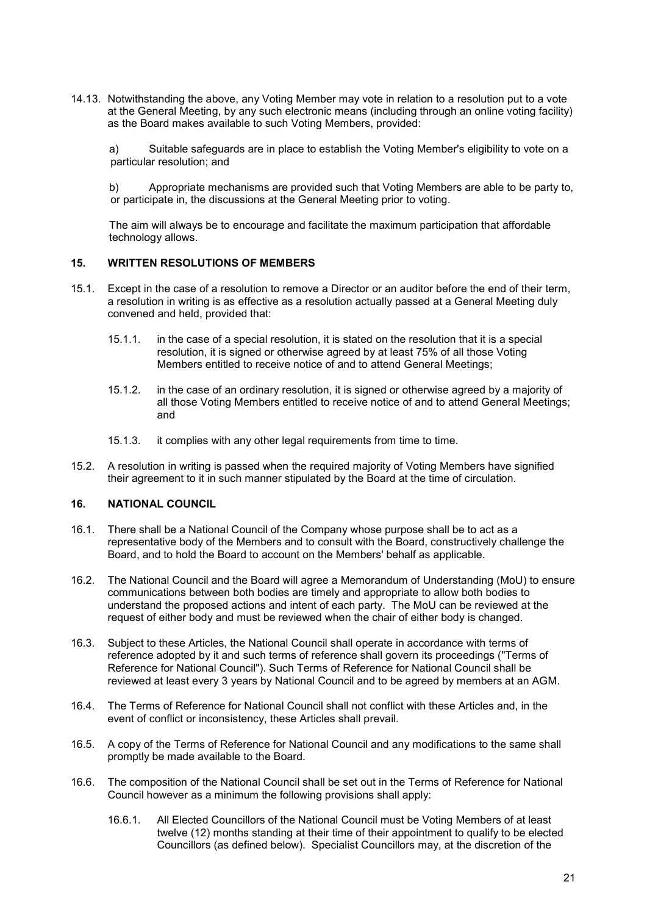14.13. Notwithstanding the above, any Voting Member may vote in relation to a resolution put to a vote at the General Meeting, by any such electronic means (including through an online voting facility) as the Board makes available to such Voting Members, provided:

a) Suitable safeguards are in place to establish the Voting Member's eligibility to vote on a particular resolution; and

b) Appropriate mechanisms are provided such that Voting Members are able to be party to, or participate in, the discussions at the General Meeting prior to voting.

The aim will always be to encourage and facilitate the maximum participation that affordable technology allows.

### 15. WRITTEN RESOLUTIONS OF MEMBERS

15.1. Except in the case of a resolution to remove a Director or an auditor before the end of their term, a resolution in writing is as effective as a resolution actually passed at a General Meeting duly convened and held, provided that:

15.1.1. in the case of a special resolution, it is stated on the resolution that it is a special resolution, it is signed or otherwise agreed by at least 75% of all those Voting Members entitled to receive notice of and to attend General Meetings;

15.1.2. in the case of an ordinary resolution, it is signed or otherwise agreed by a majority of all those Voting Members entitled to receive notice of and to attend General Meetings; and

15.1.3. it complies with any other legal requirements from time to time.

15.2. A resolution in writing is passed when the required majority of Voting Members have signified their agreement to it in such manner stipulated by the Board at the time of circulation.

### 16. NATIONAL COUNCIL

16.1. There shall be a National Council of the Company whose purpose shall be to act as a representative body of the Members and to consult with the Board, constructively challenge the Board, and to hold the Board to account on the Members' behalf as applicable.

16.2. The National Council and the Board will agree a Memorandum of Understanding (MoU) to ensure communications between both bodies are timely and appropriate to allow both bodies to understand the proposed actions and intent of each party. The MoU can be reviewed at the request of either body and must be reviewed when the chair of either body is changed.

16.3. Subject to these Articles, the National Council shall operate in accordance with terms of reference adopted by it and such terms of reference shall govern its proceedings ("Terms of Reference for National Council"). Such Terms of Reference for National Council shall be reviewed at least every 3 years by National Council and to be agreed by members at an AGM.

16.4. The Terms of Reference for National Council shall not conflict with these Articles and, in the event of conflict or inconsistency, these Articles shall prevail.

16.5. A copy of the Terms of Reference for National Council and any modifications to the same shall promptly be made available to the Board.

16.6. The composition of the National Council shall be set out in the Terms of Reference for National Council however as a minimum the following provisions shall apply:

16.6.1. All Elected Councillors of the National Council must be Voting Members of at least twelve (12) months standing at their time of their appointment to qualify to be elected Councillors (as defined below). Specialist Councillors may, at the discretion of the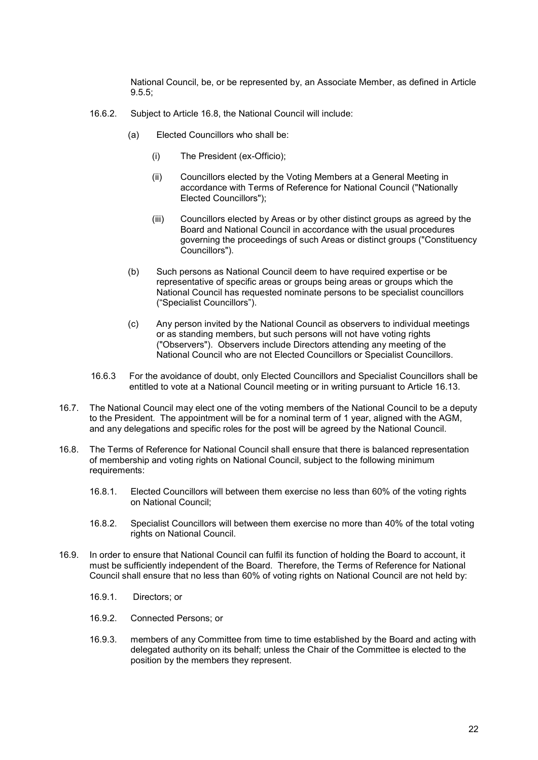National Council, be, or be represented by, an Associate Member, as defined in Article 9.5.5;

16.6.2. Subject to Article 16.8, the National Council will include:

(a) Elected Councillors who shall be:

(i) The President (ex-Officio);

(ii) Councillors elected by the Voting Members at a General Meeting in accordance with Terms of Reference for National Council ("Nationally Elected Councillors");

(iii) Councillors elected by Areas or by other distinct groups as agreed by the Board and National Council in accordance with the usual procedures governing the proceedings of such Areas or distinct groups ("Constituency Councillors").

(b) Such persons as National Council deem to have required expertise or be representative of specific areas or groups being areas or groups which the National Council has requested nominate persons to be specialist councillors ("Specialist Councillors").

(c) Any person invited by the National Council as observers to individual meetings or as standing members, but such persons will not have voting rights ("Observers"). Observers include Directors attending any meeting of the National Council who are not Elected Councillors or Specialist Councillors.

16.6.3 For the avoidance of doubt, only Elected Councillors and Specialist Councillors shall be entitled to vote at a National Council meeting or in writing pursuant to Article 16.13.

16.7. The National Council may elect one of the voting members of the National Council to be a deputy to the President. The appointment will be for a nominal term of 1 year, aligned with the AGM, and any delegations and specific roles for the post will be agreed by the National Council.

16.8. The Terms of Reference for National Council shall ensure that there is balanced representation of membership and voting rights on National Council, subject to the following minimum requirements:

16.8.1. Elected Councillors will between them exercise no less than 60% of the voting rights on National Council;

16.8.2. Specialist Councillors will between them exercise no more than 40% of the total voting rights on National Council.

16.9. In order to ensure that National Council can fulfil its function of holding the Board to account, it must be sufficiently independent of the Board. Therefore, the Terms of Reference for National Council shall ensure that no less than 60% of voting rights on National Council are not held by:

16.9.1. Directors; or

16.9.2. Connected Persons; or

16.9.3. members of any Committee from time to time established by the Board and acting with delegated authority on its behalf; unless the Chair of the Committee is elected to the position by the members they represent.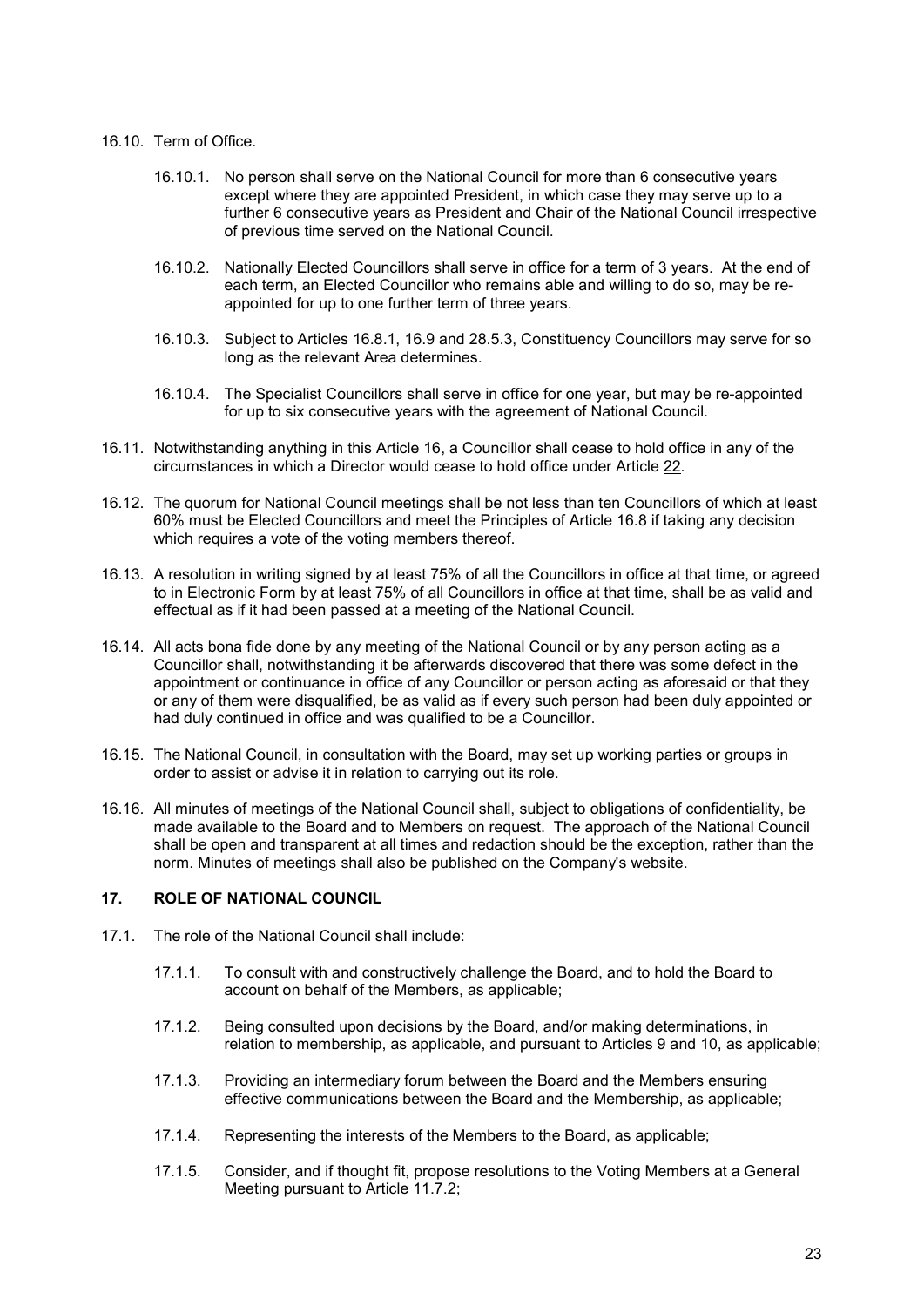16.10. Term of Office.

16.10.1. No person shall serve on the National Council for more than 6 consecutive years except where they are appointed President, in which case they may serve up to a further 6 consecutive years as President and Chair of the National Council irrespective of previous time served on the National Council.

16.10.2. Nationally Elected Councillors shall serve in office for a term of 3 years. At the end of each term, an Elected Councillor who remains able and willing to do so, may be re-appointed for up to one further term of three years.

16.10.3. Subject to Articles 16.8.1, 16.9 and 28.5.3, Constituency Councillors may serve for so long as the relevant Area determines.

16.10.4. The Specialist Councillors shall serve in office for one year, but may be re-appointed for up to six consecutive years with the agreement of National Council.

16.11. Notwithstanding anything in this Article 16, a Councillor shall cease to hold office in any of the circumstances in which a Director would cease to hold office under Article 22.

16.12. The quorum for National Council meetings shall be not less than ten Councillors of which at least 60% must be Elected Councillors and meet the Principles of Article 16.8 if taking any decision which requires a vote of the voting members thereof.

16.13. A resolution in writing signed by at least 75% of all the Councillors in office at that time, or agreed to in Electronic Form by at least 75% of all Councillors in office at that time, shall be as valid and effectual as if it had been passed at a meeting of the National Council.

16.14. All acts bona fide done by any meeting of the National Council or by any person acting as a Councillor shall, notwithstanding it be afterwards discovered that there was some defect in the appointment or continuance in office of any Councillor or person acting as aforesaid or that they or any of them were disqualified, be as valid as if every such person had been duly appointed or had duly continued in office and was qualified to be a Councillor.

16.15. The National Council, in consultation with the Board, may set up working parties or groups in order to assist or advise it in relation to carrying out its role.

16.16. All minutes of meetings of the National Council shall, subject to obligations of confidentiality, be made available to the Board and to Members on request. The approach of the National Council shall be open and transparent at all times and redaction should be the exception, rather than the norm. Minutes of meetings shall also be published on the Company's website.

## 17. ROLE OF NATIONAL COUNCIL

17.1. The role of the National Council shall include:

17.1.1. To consult with and constructively challenge the Board, and to hold the Board to account on behalf of the Members, as applicable;

17.1.2. Being consulted upon decisions by the Board, and/or making determinations, in relation to membership, as applicable, and pursuant to Articles 9 and 10, as applicable;

17.1.3. Providing an intermediary forum between the Board and the Members ensuring effective communications between the Board and the Membership, as applicable;

17.1.4. Representing the interests of the Members to the Board, as applicable;

17.1.5. Consider, and if thought fit, propose resolutions to the Voting Members at a General Meeting pursuant to Article 11.7.2;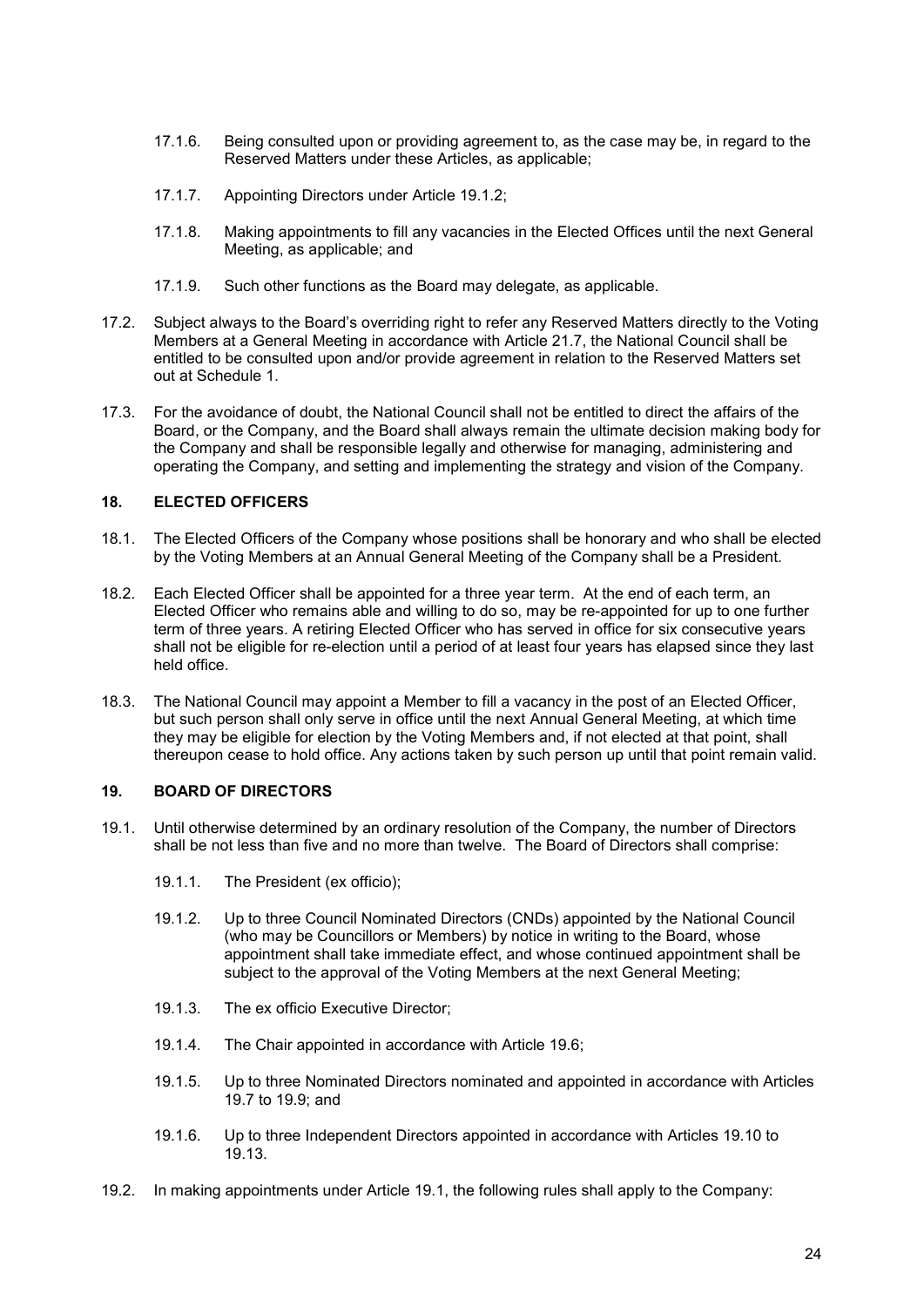17.1.6. Being consulted upon or providing agreement to, as the case may be, in regard to the Reserved Matters under these Articles, as applicable;

17.1.7. Appointing Directors under Article 19.1.2;

17.1.8. Making appointments to fill any vacancies in the Elected Offices until the next General Meeting, as applicable; and

17.1.9. Such other functions as the Board may delegate, as applicable.

17.2. Subject always to the Board's overriding right to refer any Reserved Matters directly to the Voting Members at a General Meeting in accordance with Article 21.7, the National Council shall be entitled to be consulted upon and/or provide agreement in relation to the Reserved Matters set out at Schedule 1.

17.3. For the avoidance of doubt, the National Council shall not be entitled to direct the affairs of the Board, or the Company, and the Board shall always remain the ultimate decision making body for the Company and shall be responsible legally and otherwise for managing, administering and operating the Company, and setting and implementing the strategy and vision of the Company.

## 18. ELECTED OFFICERS

18.1. The Elected Officers of the Company whose positions shall be honorary and who shall be elected by the Voting Members at an Annual General Meeting of the Company shall be a President.

18.2. Each Elected Officer shall be appointed for a three year term. At the end of each term, an Elected Officer who remains able and willing to do so, may be re-appointed for up to one further term of three years. A retiring Elected Officer who has served in office for six consecutive years shall not be eligible for re-election until a period of at least four years has elapsed since they last held office.

18.3. The National Council may appoint a Member to fill a vacancy in the post of an Elected Officer, but such person shall only serve in office until the next Annual General Meeting, at which time they may be eligible for election by the Voting Members and, if not elected at that point, shall thereupon cease to hold office. Any actions taken by such person up until that point remain valid.

## 19. BOARD OF DIRECTORS

19.1. Until otherwise determined by an ordinary resolution of the Company, the number of Directors shall be not less than five and no more than twelve. The Board of Directors shall comprise:

19.1.1. The President (ex officio);

19.1.2. Up to three Council Nominated Directors (CNDs) appointed by the National Council (who may be Councillors or Members) by notice in writing to the Board, whose appointment shall take immediate effect, and whose continued appointment shall be subject to the approval of the Voting Members at the next General Meeting;

19.1.3. The ex officio Executive Director;

19.1.4. The Chair appointed in accordance with Article 19.6;

19.1.5. Up to three Nominated Directors nominated and appointed in accordance with Articles 19.7 to 19.9; and

19.1.6. Up to three Independent Directors appointed in accordance with Articles 19.10 to 19.13.

19.2. In making appointments under Article 19.1, the following rules shall apply to the Company: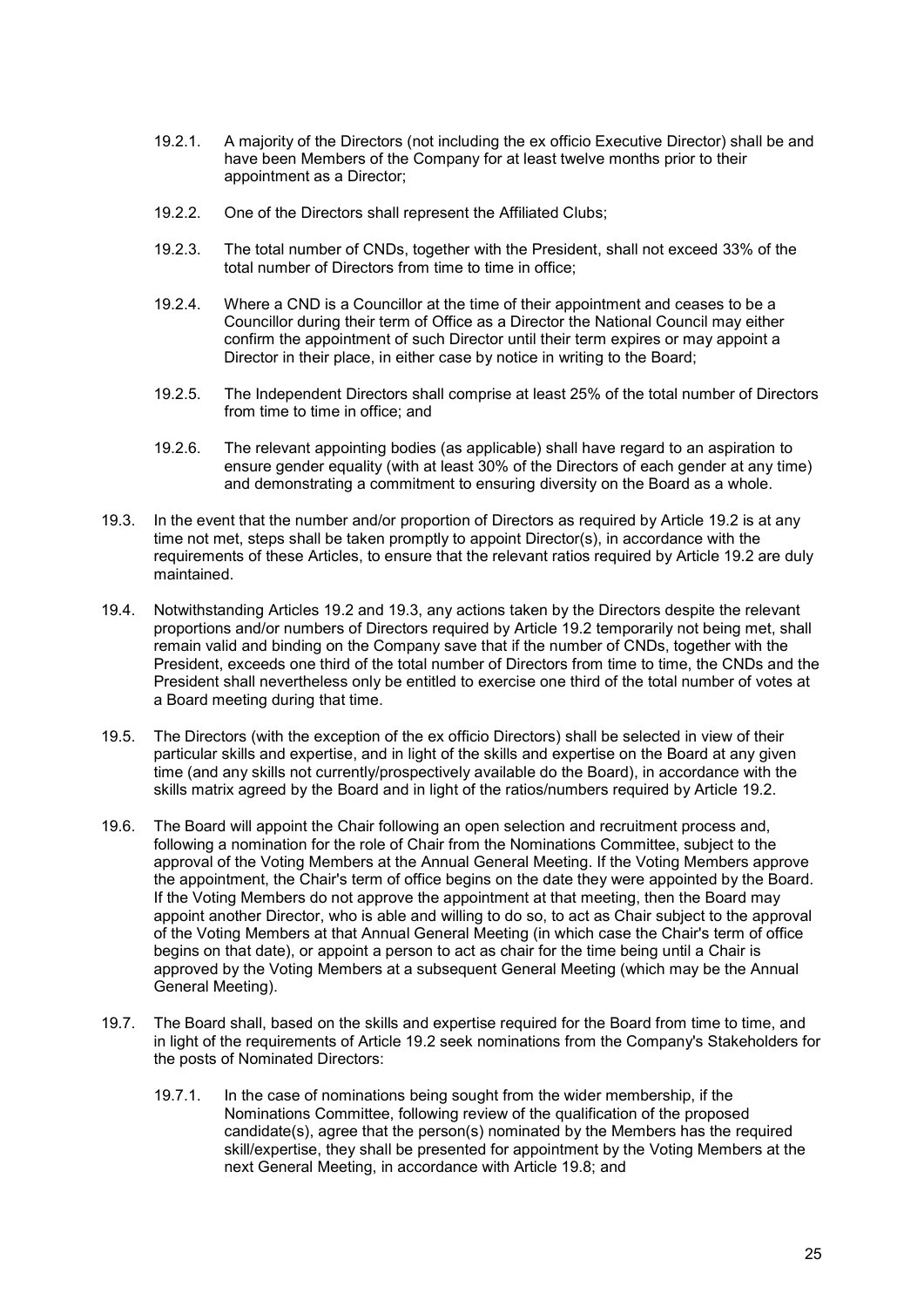19.2.1. A majority of the Directors (not including the ex officio Executive Director) shall be and have been Members of the Company for at least twelve months prior to their appointment as a Director;

19.2.2. One of the Directors shall represent the Affiliated Clubs;

19.2.3. The total number of CNDs, together with the President, shall not exceed 33% of the total number of Directors from time to time in office;

19.2.4. Where a CND is a Councillor at the time of their appointment and ceases to be a Councillor during their term of Office as a Director the National Council may either confirm the appointment of such Director until their term expires or may appoint a Director in their place, in either case by notice in writing to the Board;

19.2.5. The Independent Directors shall comprise at least 25% of the total number of Directors from time to time in office; and

19.2.6. The relevant appointing bodies (as applicable) shall have regard to an aspiration to ensure gender equality (with at least 30% of the Directors of each gender at any time) and demonstrating a commitment to ensuring diversity on the Board as a whole.

19.3. In the event that the number and/or proportion of Directors as required by Article 19.2 is at any time not met, steps shall be taken promptly to appoint Director(s), in accordance with the requirements of these Articles, to ensure that the relevant ratios required by Article 19.2 are duly maintained.

19.4. Notwithstanding Articles 19.2 and 19.3, any actions taken by the Directors despite the relevant proportions and/or numbers of Directors required by Article 19.2 temporarily not being met, shall remain valid and binding on the Company save that if the number of CNDs, together with the President, exceeds one third of the total number of Directors from time to time, the CNDs and the President shall nevertheless only be entitled to exercise one third of the total number of votes at a Board meeting during that time.

19.5. The Directors (with the exception of the ex officio Directors) shall be selected in view of their particular skills and expertise, and in light of the skills and expertise on the Board at any given time (and any skills not currently/prospectively available do the Board), in accordance with the skills matrix agreed by the Board and in light of the ratios/numbers required by Article 19.2.

19.6. The Board will appoint the Chair following an open selection and recruitment process and, following a nomination for the role of Chair from the Nominations Committee, subject to the approval of the Voting Members at the Annual General Meeting. If the Voting Members approve the appointment, the Chair's term of office begins on the date they were appointed by the Board. If the Voting Members do not approve the appointment at that meeting, then the Board may appoint another Director, who is able and willing to do so, to act as Chair subject to the approval of the Voting Members at that Annual General Meeting (in which case the Chair's term of office begins on that date), or appoint a person to act as chair for the time being until a Chair is approved by the Voting Members at a subsequent General Meeting (which may be the Annual General Meeting).

19.7. The Board shall, based on the skills and expertise required for the Board from time to time, and in light of the requirements of Article 19.2 seek nominations from the Company's Stakeholders for the posts of Nominated Directors:

19.7.1. In the case of nominations being sought from the wider membership, if the Nominations Committee, following review of the qualification of the proposed candidate(s), agree that the person(s) nominated by the Members has the required skill/expertise, they shall be presented for appointment by the Voting Members at the next General Meeting, in accordance with Article 19.8; and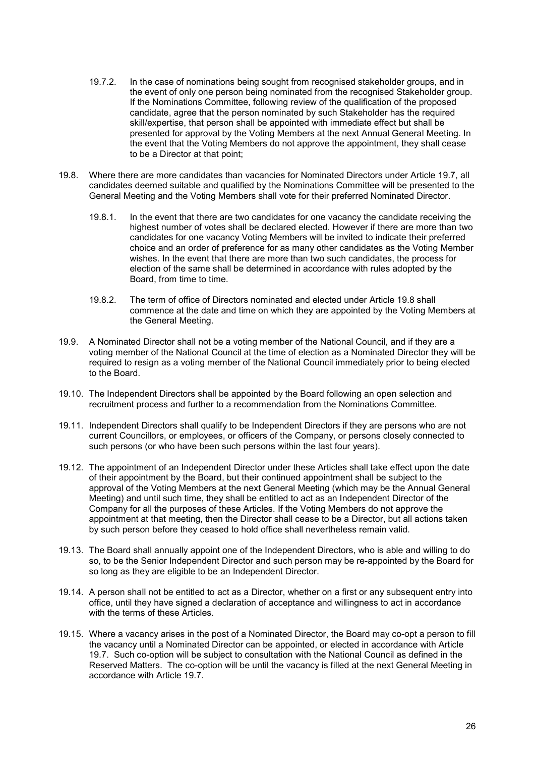19.7.2. In the case of nominations being sought from recognised stakeholder groups, and in the event of only one person being nominated from the recognised Stakeholder group. If the Nominations Committee, following review of the qualification of the proposed candidate, agree that the person nominated by such Stakeholder has the required skill/expertise, that person shall be appointed with immediate effect but shall be presented for approval by the Voting Members at the next Annual General Meeting. In the event that the Voting Members do not approve the appointment, they shall cease to be a Director at that point;

19.8. Where there are more candidates than vacancies for Nominated Directors under Article 19.7, all candidates deemed suitable and qualified by the Nominations Committee will be presented to the General Meeting and the Voting Members shall vote for their preferred Nominated Director.

19.8.1. In the event that there are two candidates for one vacancy the candidate receiving the highest number of votes shall be declared elected. However if there are more than two candidates for one vacancy Voting Members will be invited to indicate their preferred choice and an order of preference for as many other candidates as the Voting Member wishes. In the event that there are more than two such candidates, the process for election of the same shall be determined in accordance with rules adopted by the Board, from time to time.

19.8.2. The term of office of Directors nominated and elected under Article 19.8 shall commence at the date and time on which they are appointed by the Voting Members at the General Meeting.

19.9. A Nominated Director shall not be a voting member of the National Council, and if they are a voting member of the National Council at the time of election as a Nominated Director they will be required to resign as a voting member of the National Council immediately prior to being elected to the Board.

19.10. The Independent Directors shall be appointed by the Board following an open selection and recruitment process and further to a recommendation from the Nominations Committee.

19.11. Independent Directors shall qualify to be Independent Directors if they are persons who are not current Councillors, or employees, or officers of the Company, or persons closely connected to such persons (or who have been such persons within the last four years).

19.12. The appointment of an Independent Director under these Articles shall take effect upon the date of their appointment by the Board, but their continued appointment shall be subject to the approval of the Voting Members at the next General Meeting (which may be the Annual General Meeting) and until such time, they shall be entitled to act as an Independent Director of the Company for all the purposes of these Articles. If the Voting Members do not approve the appointment at that meeting, then the Director shall cease to be a Director, but all actions taken by such person before they ceased to hold office shall nevertheless remain valid.

19.13. The Board shall annually appoint one of the Independent Directors, who is able and willing to do so, to be the Senior Independent Director and such person may be re-appointed by the Board for so long as they are eligible to be an Independent Director.

19.14. A person shall not be entitled to act as a Director, whether on a first or any subsequent entry into office, until they have signed a declaration of acceptance and willingness to act in accordance with the terms of these Articles.

19.15. Where a vacancy arises in the post of a Nominated Director, the Board may co-opt a person to fill the vacancy until a Nominated Director can be appointed, or elected in accordance with Article 19.7. Such co-option will be subject to consultation with the National Council as defined in the Reserved Matters. The co-option will be until the vacancy is filled at the next General Meeting in accordance with Article 19.7.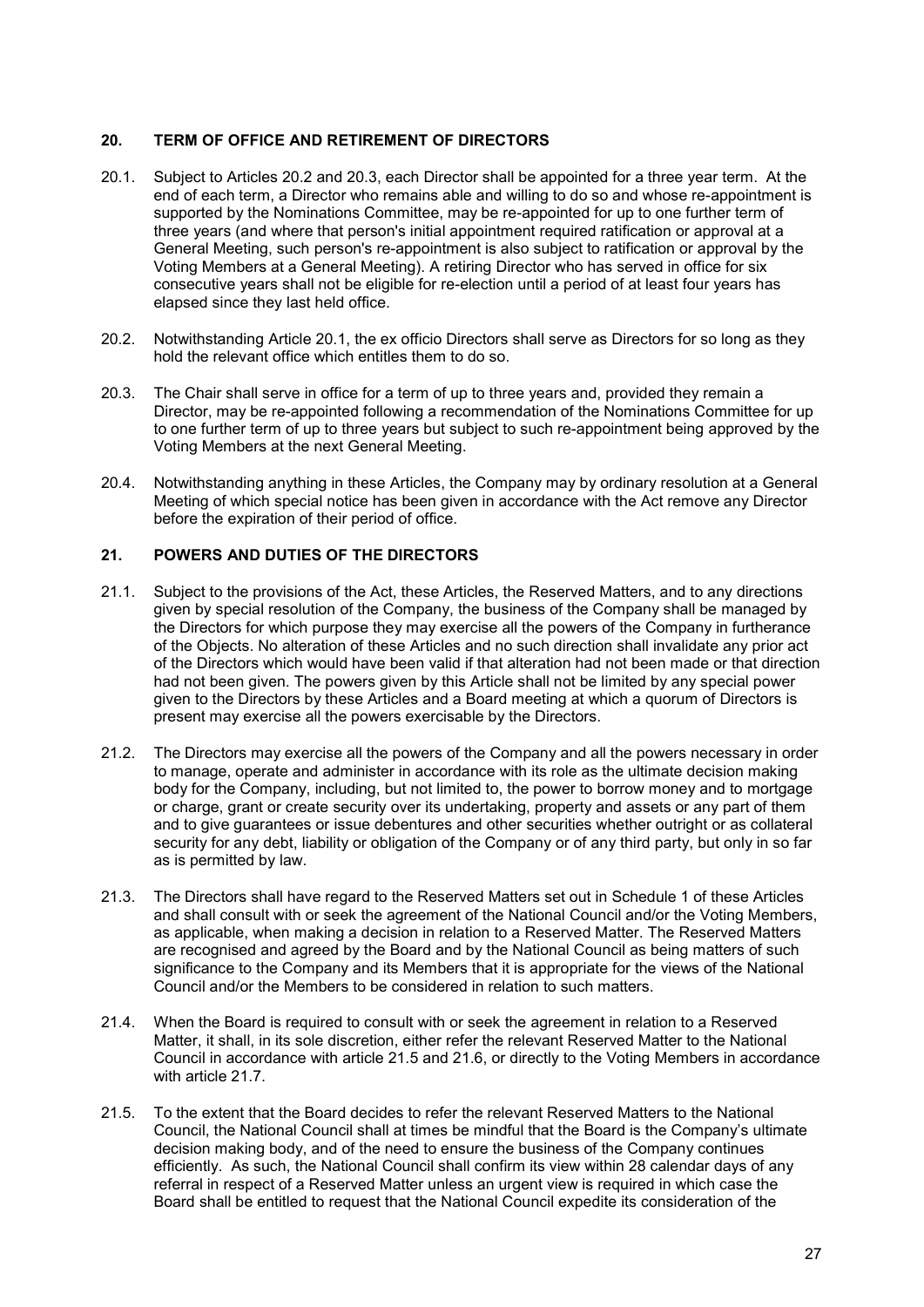## 20. TERM OF OFFICE AND RETIREMENT OF DIRECTORS

20.1. Subject to Articles 20.2 and 20.3, each Director shall be appointed for a three year term. At the end of each term, a Director who remains able and willing to do so and whose re-appointment is supported by the Nominations Committee, may be re-appointed for up to one further term of three years (and where that person's initial appointment required ratification or approval at a General Meeting, such person's re-appointment is also subject to ratification or approval by the Voting Members at a General Meeting). A retiring Director who has served in office for six consecutive years shall not be eligible for re-election until a period of at least four years has elapsed since they last held office.

20.2. Notwithstanding Article 20.1, the ex officio Directors shall serve as Directors for so long as they hold the relevant office which entitles them to do so.

20.3. The Chair shall serve in office for a term of up to three years and, provided they remain a Director, may be re-appointed following a recommendation of the Nominations Committee for up to one further term of up to three years but subject to such re-appointment being approved by the Voting Members at the next General Meeting.

20.4. Notwithstanding anything in these Articles, the Company may by ordinary resolution at a General Meeting of which special notice has been given in accordance with the Act remove any Director before the expiration of their period of office.

## 21. POWERS AND DUTIES OF THE DIRECTORS

21.1. Subject to the provisions of the Act, these Articles, the Reserved Matters, and to any directions given by special resolution of the Company, the business of the Company shall be managed by the Directors for which purpose they may exercise all the powers of the Company in furtherance of the Objects. No alteration of these Articles and no such direction shall invalidate any prior act of the Directors which would have been valid if that alteration had not been made or that direction had not been given. The powers given by this Article shall not be limited by any special power given to the Directors by these Articles and a Board meeting at which a quorum of Directors is present may exercise all the powers exercisable by the Directors.

21.2. The Directors may exercise all the powers of the Company and all the powers necessary in order to manage, operate and administer in accordance with its role as the ultimate decision making body for the Company, including, but not limited to, the power to borrow money and to mortgage or charge, grant or create security over its undertaking, property and assets or any part of them and to give guarantees or issue debentures and other securities whether outright or as collateral security for any debt, liability or obligation of the Company or of any third party, but only in so far as is permitted by law.

21.3. The Directors shall have regard to the Reserved Matters set out in Schedule 1 of these Articles and shall consult with or seek the agreement of the National Council and/or the Voting Members, as applicable, when making a decision in relation to a Reserved Matter. The Reserved Matters are recognised and agreed by the Board and by the National Council as being matters of such significance to the Company and its Members that it is appropriate for the views of the National Council and/or the Members to be considered in relation to such matters.

21.4. When the Board is required to consult with or seek the agreement in relation to a Reserved Matter, it shall, in its sole discretion, either refer the relevant Reserved Matter to the National Council in accordance with article 21.5 and 21.6, or directly to the Voting Members in accordance with article 21.7.

21.5. To the extent that the Board decides to refer the relevant Reserved Matters to the National Council, the National Council shall at times be mindful that the Board is the Company's ultimate decision making body, and of the need to ensure the business of the Company continues efficiently. As such, the National Council shall confirm its view within 28 calendar days of any referral in respect of a Reserved Matter unless an urgent view is required in which case the Board shall be entitled to request that the National Council expedite its consideration of the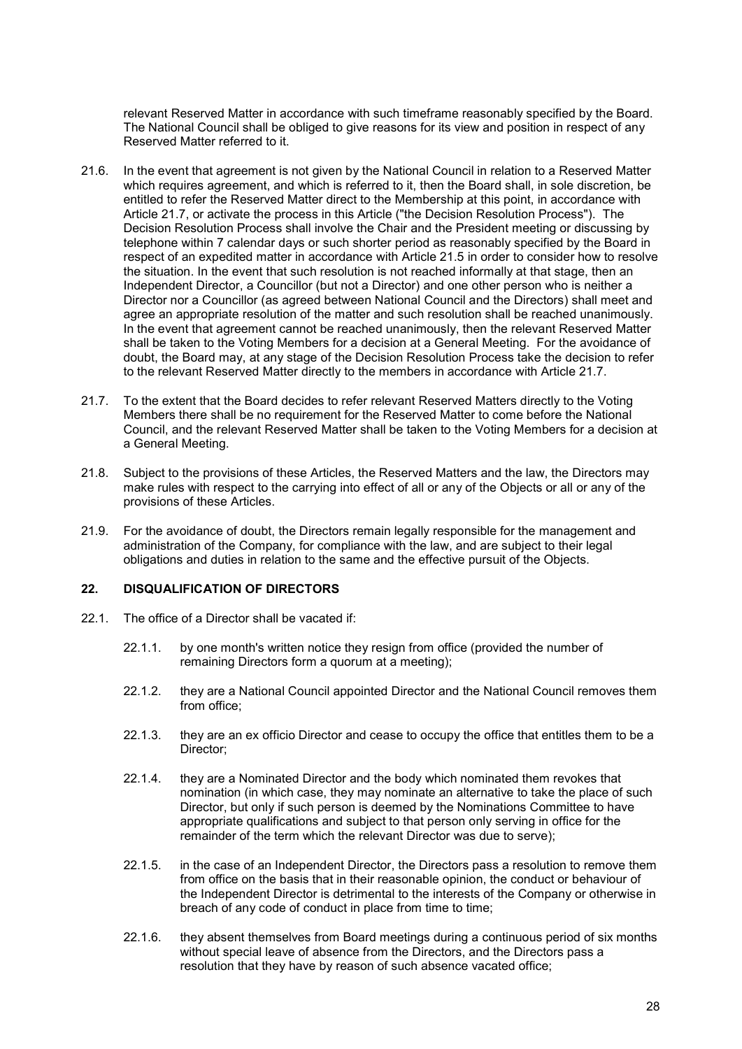relevant Reserved Matter in accordance with such timeframe reasonably specified by the Board. The National Council shall be obliged to give reasons for its view and position in respect of any Reserved Matter referred to it.

21.6. In the event that agreement is not given by the National Council in relation to a Reserved Matter which requires agreement, and which is referred to it, then the Board shall, in sole discretion, be entitled to refer the Reserved Matter direct to the Membership at this point, in accordance with Article 21.7, or activate the process in this Article ("the Decision Resolution Process"). The Decision Resolution Process shall involve the Chair and the President meeting or discussing by telephone within 7 calendar days or such shorter period as reasonably specified by the Board in respect of an expedited matter in accordance with Article 21.5 in order to consider how to resolve the situation. In the event that such resolution is not reached informally at that stage, then an Independent Director, a Councillor (but not a Director) and one other person who is neither a Director nor a Councillor (as agreed between National Council and the Directors) shall meet and agree an appropriate resolution of the matter and such resolution shall be reached unanimously. In the event that agreement cannot be reached unanimously, then the relevant Reserved Matter shall be taken to the Voting Members for a decision at a General Meeting. For the avoidance of doubt, the Board may, at any stage of the Decision Resolution Process take the decision to refer to the relevant Reserved Matter directly to the members in accordance with Article 21.7.

21.7. To the extent that the Board decides to refer relevant Reserved Matters directly to the Voting Members there shall be no requirement for the Reserved Matter to come before the National Council, and the relevant Reserved Matter shall be taken to the Voting Members for a decision at a General Meeting.

21.8. Subject to the provisions of these Articles, the Reserved Matters and the law, the Directors may make rules with respect to the carrying into effect of all or any of the Objects or all or any of the provisions of these Articles.

21.9. For the avoidance of doubt, the Directors remain legally responsible for the management and administration of the Company, for compliance with the law, and are subject to their legal obligations and duties in relation to the same and the effective pursuit of the Objects.

## 22. DISQUALIFICATION OF DIRECTORS

22.1. The office of a Director shall be vacated if:

22.1.1. by one month's written notice they resign from office (provided the number of remaining Directors form a quorum at a meeting);

22.1.2. they are a National Council appointed Director and the National Council removes them from office;

22.1.3. they are an ex officio Director and cease to occupy the office that entitles them to be a Director;

22.1.4. they are a Nominated Director and the body which nominated them revokes that nomination (in which case, they may nominate an alternative to take the place of such Director, but only if such person is deemed by the Nominations Committee to have appropriate qualifications and subject to that person only serving in office for the remainder of the term which the relevant Director was due to serve);

22.1.5. in the case of an Independent Director, the Directors pass a resolution to remove them from office on the basis that in their reasonable opinion, the conduct or behaviour of the Independent Director is detrimental to the interests of the Company or otherwise in breach of any code of conduct in place from time to time;

22.1.6. they absent themselves from Board meetings during a continuous period of six months without special leave of absence from the Directors, and the Directors pass a resolution that they have by reason of such absence vacated office;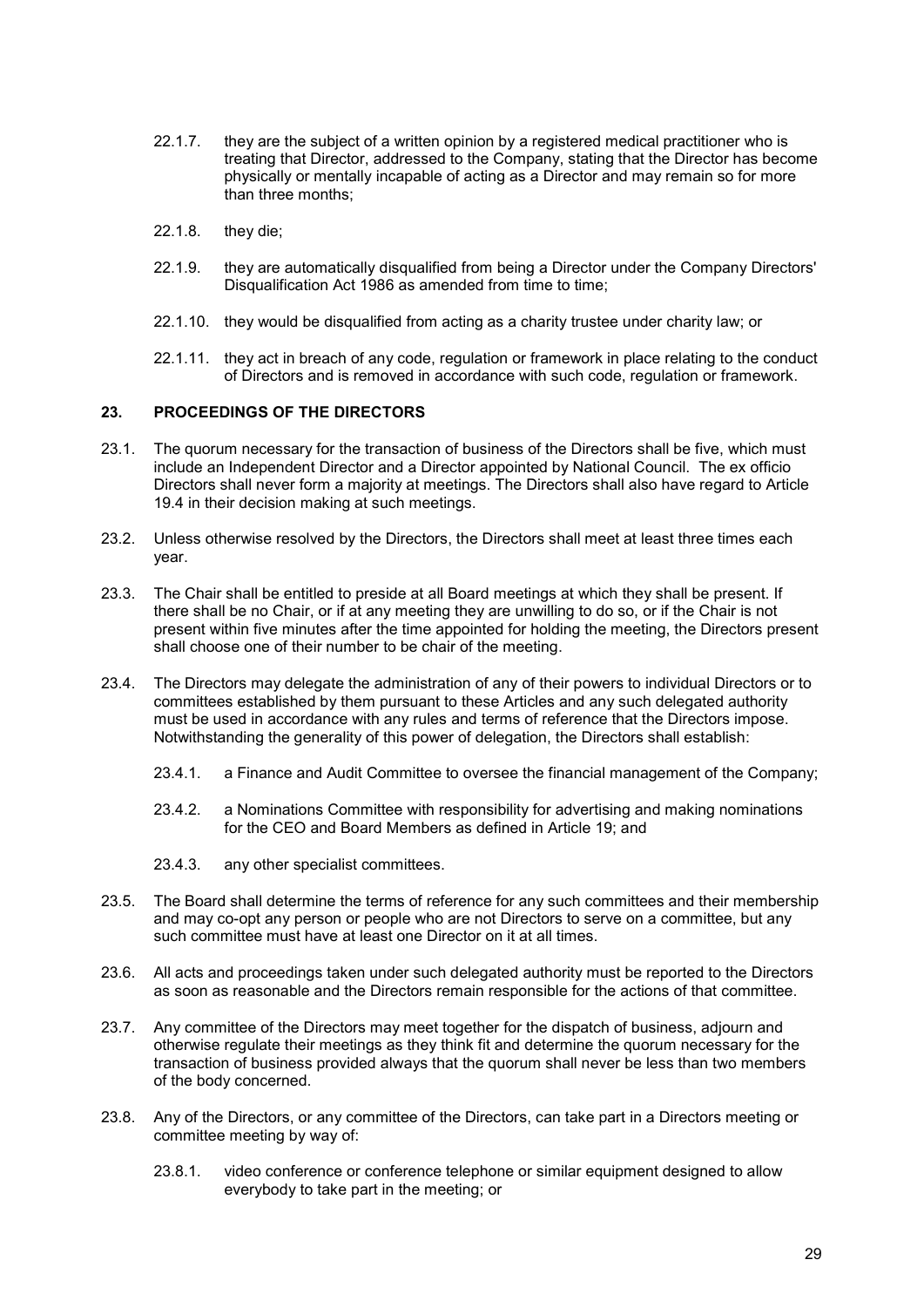22.1.7. they are the subject of a written opinion by a registered medical practitioner who is treating that Director, addressed to the Company, stating that the Director has become physically or mentally incapable of acting as a Director and may remain so for more than three months;

22.1.8. they die;

22.1.9. they are automatically disqualified from being a Director under the Company Directors' Disqualification Act 1986 as amended from time to time;

22.1.10. they would be disqualified from acting as a charity trustee under charity law; or

22.1.11. they act in breach of any code, regulation or framework in place relating to the conduct of Directors and is removed in accordance with such code, regulation or framework.

## 23. PROCEEDINGS OF THE DIRECTORS

23.1. The quorum necessary for the transaction of business of the Directors shall be five, which must include an Independent Director and a Director appointed by National Council. The ex officio Directors shall never form a majority at meetings. The Directors shall also have regard to Article 19.4 in their decision making at such meetings.

23.2. Unless otherwise resolved by the Directors, the Directors shall meet at least three times each year.

23.3. The Chair shall be entitled to preside at all Board meetings at which they shall be present. If there shall be no Chair, or if at any meeting they are unwilling to do so, or if the Chair is not present within five minutes after the time appointed for holding the meeting, the Directors present shall choose one of their number to be chair of the meeting.

23.4. The Directors may delegate the administration of any of their powers to individual Directors or to committees established by them pursuant to these Articles and any such delegated authority must be used in accordance with any rules and terms of reference that the Directors impose. Notwithstanding the generality of this power of delegation, the Directors shall establish:

23.4.1. a Finance and Audit Committee to oversee the financial management of the Company;

23.4.2. a Nominations Committee with responsibility for advertising and making nominations for the CEO and Board Members as defined in Article 19; and

23.4.3. any other specialist committees.

23.5. The Board shall determine the terms of reference for any such committees and their membership and may co-opt any person or people who are not Directors to serve on a committee, but any such committee must have at least one Director on it at all times.

23.6. All acts and proceedings taken under such delegated authority must be reported to the Directors as soon as reasonable and the Directors remain responsible for the actions of that committee.

23.7. Any committee of the Directors may meet together for the dispatch of business, adjourn and otherwise regulate their meetings as they think fit and determine the quorum necessary for the transaction of business provided always that the quorum shall never be less than two members of the body concerned.

23.8. Any of the Directors, or any committee of the Directors, can take part in a Directors meeting or committee meeting by way of:

23.8.1. video conference or conference telephone or similar equipment designed to allow everybody to take part in the meeting; or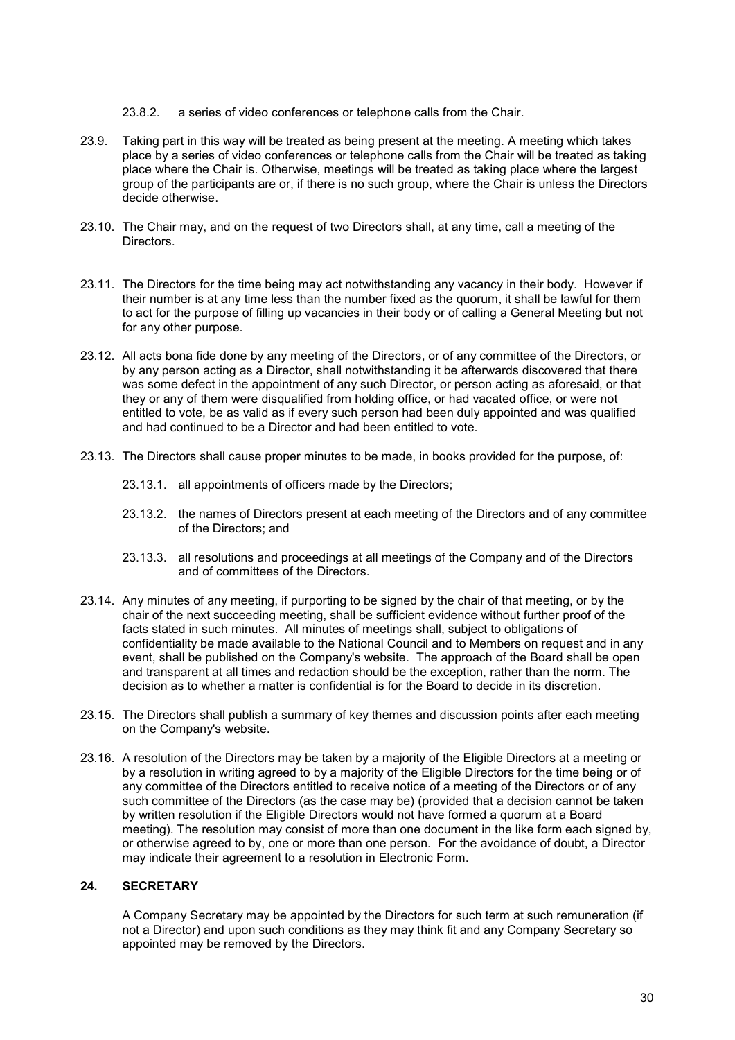23.8.2. a series of video conferences or telephone calls from the Chair.

23.9. Taking part in this way will be treated as being present at the meeting. A meeting which takes place by a series of video conferences or telephone calls from the Chair will be treated as taking place where the Chair is. Otherwise, meetings will be treated as taking place where the largest group of the participants are or, if there is no such group, where the Chair is unless the Directors decide otherwise.

23.10. The Chair may, and on the request of two Directors shall, at any time, call a meeting of the Directors.

23.11. The Directors for the time being may act notwithstanding any vacancy in their body. However if their number is at any time less than the number fixed as the quorum, it shall be lawful for them to act for the purpose of filling up vacancies in their body or of calling a General Meeting but not for any other purpose.

23.12. All acts bona fide done by any meeting of the Directors, or of any committee of the Directors, or by any person acting as a Director, shall notwithstanding it be afterwards discovered that there was some defect in the appointment of any such Director, or person acting as aforesaid, or that they or any of them were disqualified from holding office, or had vacated office, or were not entitled to vote, be as valid as if every such person had been duly appointed and was qualified and had continued to be a Director and had been entitled to vote.

23.13. The Directors shall cause proper minutes to be made, in books provided for the purpose, of:

23.13.1. all appointments of officers made by the Directors;

23.13.2. the names of Directors present at each meeting of the Directors and of any committee of the Directors; and

23.13.3. all resolutions and proceedings at all meetings of the Company and of the Directors and of committees of the Directors.

23.14. Any minutes of any meeting, if purporting to be signed by the chair of that meeting, or by the chair of the next succeeding meeting, shall be sufficient evidence without further proof of the facts stated in such minutes. All minutes of meetings shall, subject to obligations of confidentiality be made available to the National Council and to Members on request and in any event, shall be published on the Company's website. The approach of the Board shall be open and transparent at all times and redaction should be the exception, rather than the norm. The decision as to whether a matter is confidential is for the Board to decide in its discretion.

23.15. The Directors shall publish a summary of key themes and discussion points after each meeting on the Company's website.

23.16. A resolution of the Directors may be taken by a majority of the Eligible Directors at a meeting or by a resolution in writing agreed to by a majority of the Eligible Directors for the time being or of any committee of the Directors entitled to receive notice of a meeting of the Directors or of any such committee of the Directors (as the case may be) (provided that a decision cannot be taken by written resolution if the Eligible Directors would not have formed a quorum at a Board meeting). The resolution may consist of more than one document in the like form each signed by, or otherwise agreed to by, one or more than one person. For the avoidance of doubt, a Director may indicate their agreement to a resolution in Electronic Form.

## 24. SECRETARY

A Company Secretary may be appointed by the Directors for such term at such remuneration (if not a Director) and upon such conditions as they may think fit and any Company Secretary so appointed may be removed by the Directors.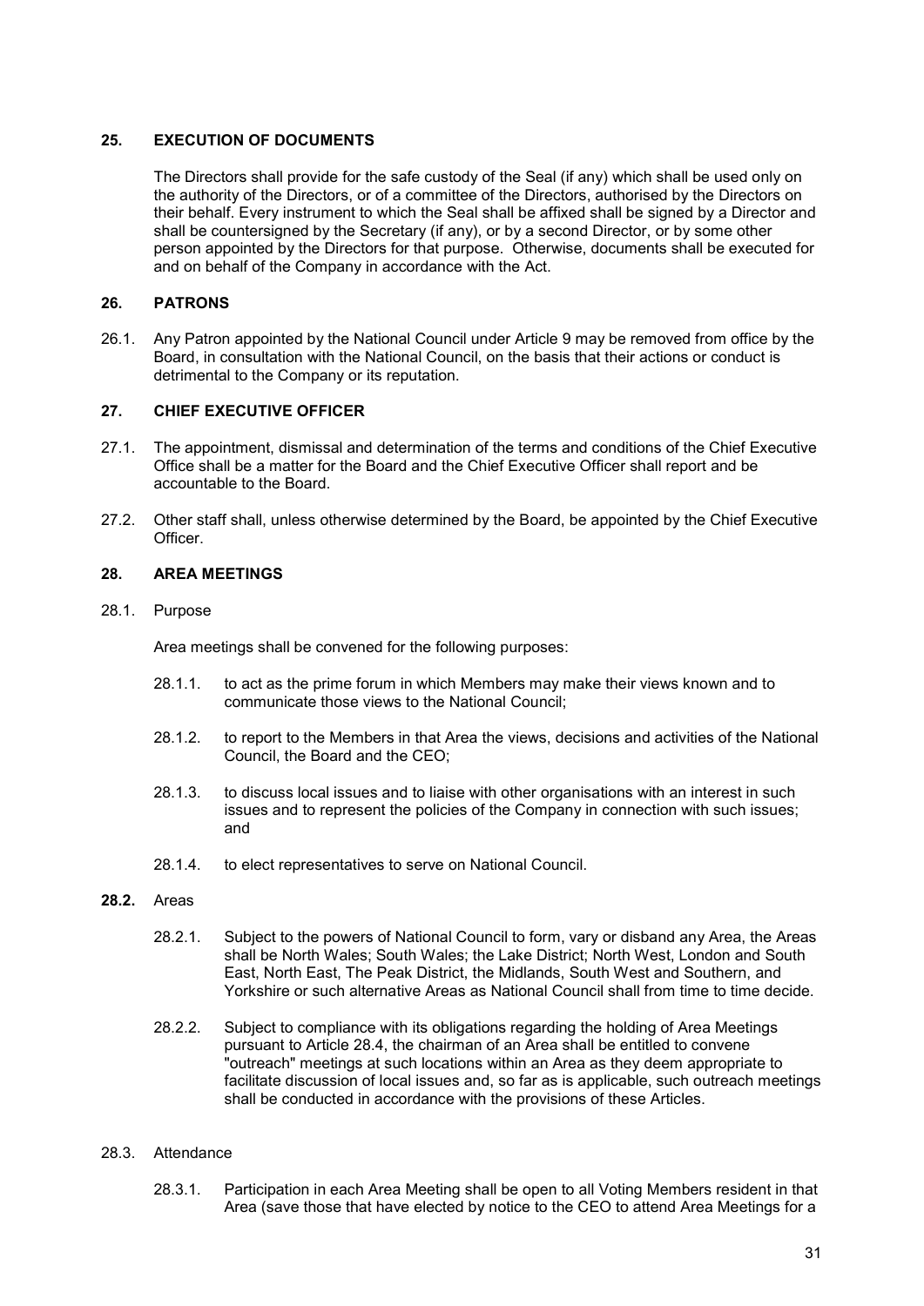## 25. EXECUTION OF DOCUMENTS

The Directors shall provide for the safe custody of the Seal (if any) which shall be used only on the authority of the Directors, or of a committee of the Directors, authorised by the Directors on their behalf. Every instrument to which the Seal shall be affixed shall be signed by a Director and shall be countersigned by the Secretary (if any), or by a second Director, or by some other person appointed by the Directors for that purpose. Otherwise, documents shall be executed for and on behalf of the Company in accordance with the Act.

## 26. PATRONS

26.1. Any Patron appointed by the National Council under Article 9 may be removed from office by the Board, in consultation with the National Council, on the basis that their actions or conduct is detrimental to the Company or its reputation.

## 27. CHIEF EXECUTIVE OFFICER

27.1. The appointment, dismissal and determination of the terms and conditions of the Chief Executive Office shall be a matter for the Board and the Chief Executive Officer shall report and be accountable to the Board.

27.2. Other staff shall, unless otherwise determined by the Board, be appointed by the Chief Executive Officer.

## 28. AREA MEETINGS

28.1. Purpose

Area meetings shall be convened for the following purposes:

28.1.1. to act as the prime forum in which Members may make their views known and to communicate those views to the National Council;

28.1.2. to report to the Members in that Area the views, decisions and activities of the National Council, the Board and the CEO;

28.1.3. to discuss local issues and to liaise with other organisations with an interest in such issues and to represent the policies of the Company in connection with such issues; and

28.1.4. to elect representatives to serve on National Council.

**28.2.** Areas

28.2.1. Subject to the powers of National Council to form, vary or disband any Area, the Areas shall be North Wales; South Wales; the Lake District; North West, London and South East, North East, The Peak District, the Midlands, South West and Southern, and Yorkshire or such alternative Areas as National Council shall from time to time decide.

28.2.2. Subject to compliance with its obligations regarding the holding of Area Meetings pursuant to Article 28.4, the chairman of an Area shall be entitled to convene "outreach" meetings at such locations within an Area as they deem appropriate to facilitate discussion of local issues and, so far as is applicable, such outreach meetings shall be conducted in accordance with the provisions of these Articles.

28.3. Attendance

28.3.1. Participation in each Area Meeting shall be open to all Voting Members resident in that Area (save those that have elected by notice to the CEO to attend Area Meetings for a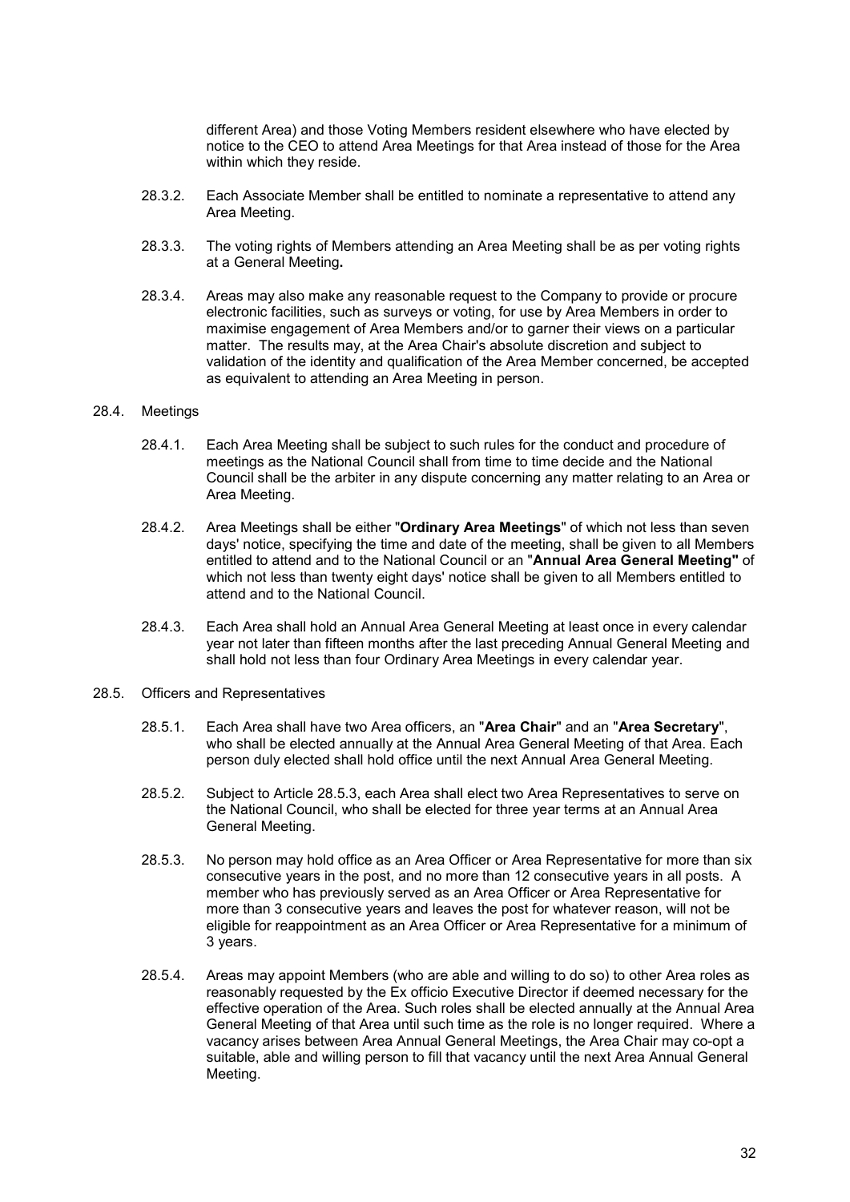different Area) and those Voting Members resident elsewhere who have elected by notice to the CEO to attend Area Meetings for that Area instead of those for the Area within which they reside.

28.3.2. Each Associate Member shall be entitled to nominate a representative to attend any Area Meeting.

28.3.3. The voting rights of Members attending an Area Meeting shall be as per voting rights at a General Meeting**.**

28.3.4. Areas may also make any reasonable request to the Company to provide or procure electronic facilities, such as surveys or voting, for use by Area Members in order to maximise engagement of Area Members and/or to garner their views on a particular matter. The results may, at the Area Chair's absolute discretion and subject to validation of the identity and qualification of the Area Member concerned, be accepted as equivalent to attending an Area Meeting in person.

28.4. Meetings

28.4.1. Each Area Meeting shall be subject to such rules for the conduct and procedure of meetings as the National Council shall from time to time decide and the National Council shall be the arbiter in any dispute concerning any matter relating to an Area or Area Meeting.

28.4.2. Area Meetings shall be either "**Ordinary Area Meetings**" of which not less than seven days' notice, specifying the time and date of the meeting, shall be given to all Members entitled to attend and to the National Council or an "**Annual Area General Meeting"** of which not less than twenty eight days' notice shall be given to all Members entitled to attend and to the National Council.

28.4.3. Each Area shall hold an Annual Area General Meeting at least once in every calendar year not later than fifteen months after the last preceding Annual General Meeting and shall hold not less than four Ordinary Area Meetings in every calendar year.

28.5. Officers and Representatives

28.5.1. Each Area shall have two Area officers, an "**Area Chair**" and an "**Area Secretary**", who shall be elected annually at the Annual Area General Meeting of that Area. Each person duly elected shall hold office until the next Annual Area General Meeting.

28.5.2. Subject to Article 28.5.3, each Area shall elect two Area Representatives to serve on the National Council, who shall be elected for three year terms at an Annual Area General Meeting.

28.5.3. No person may hold office as an Area Officer or Area Representative for more than six consecutive years in the post, and no more than 12 consecutive years in all posts. A member who has previously served as an Area Officer or Area Representative for more than 3 consecutive years and leaves the post for whatever reason, will not be eligible for reappointment as an Area Officer or Area Representative for a minimum of 3 years.

28.5.4. Areas may appoint Members (who are able and willing to do so) to other Area roles as reasonably requested by the Ex officio Executive Director if deemed necessary for the effective operation of the Area. Such roles shall be elected annually at the Annual Area General Meeting of that Area until such time as the role is no longer required. Where a vacancy arises between Area Annual General Meetings, the Area Chair may co-opt a suitable, able and willing person to fill that vacancy until the next Area Annual General Meeting.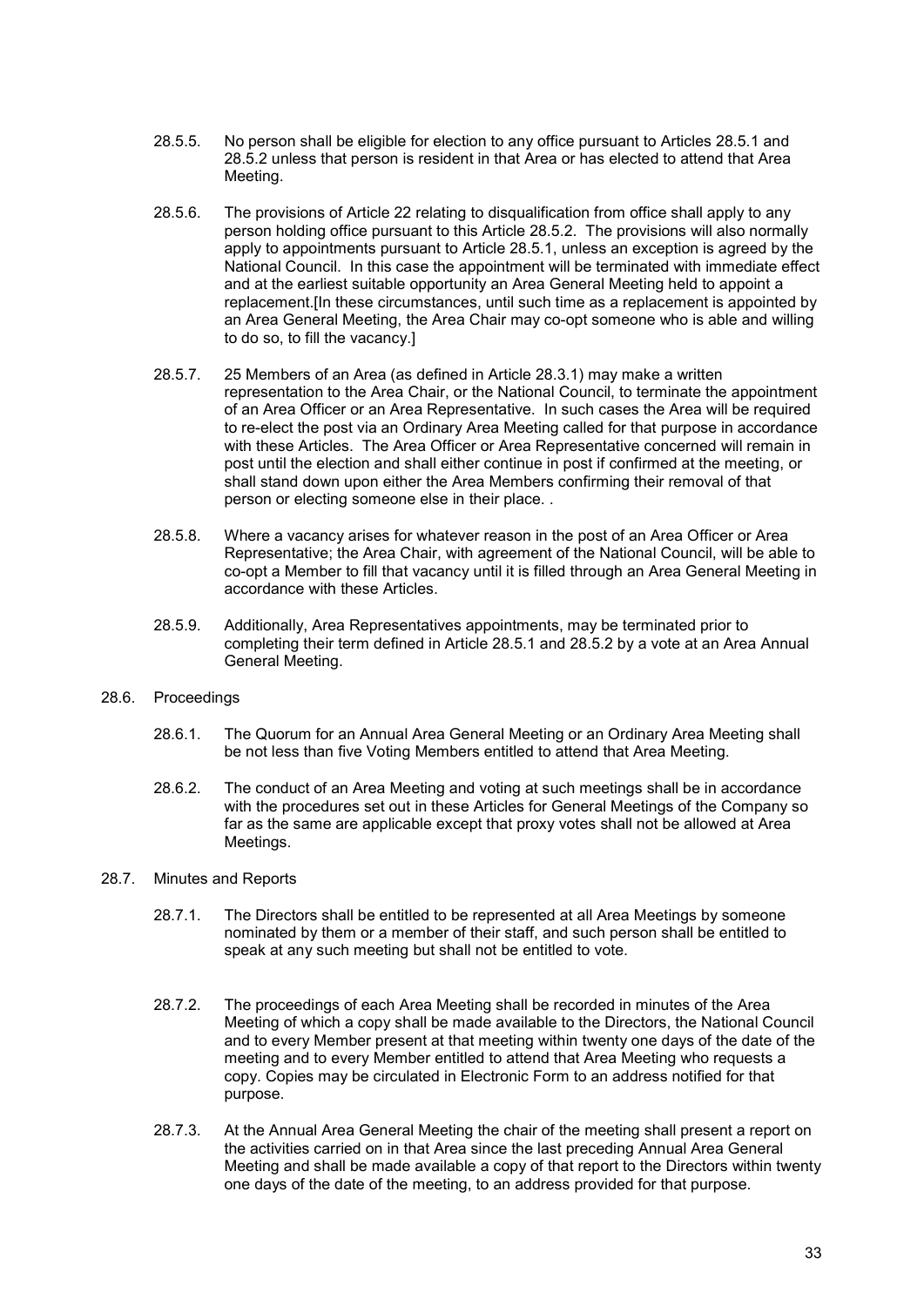28.5.5. No person shall be eligible for election to any office pursuant to Articles 28.5.1 and 28.5.2 unless that person is resident in that Area or has elected to attend that Area Meeting.

28.5.6. The provisions of Article 22 relating to disqualification from office shall apply to any person holding office pursuant to this Article 28.5.2. The provisions will also normally apply to appointments pursuant to Article 28.5.1, unless an exception is agreed by the National Council. In this case the appointment will be terminated with immediate effect and at the earliest suitable opportunity an Area General Meeting held to appoint a replacement.[In these circumstances, until such time as a replacement is appointed by an Area General Meeting, the Area Chair may co-opt someone who is able and willing to do so, to fill the vacancy.]

28.5.7. 25 Members of an Area (as defined in Article 28.3.1) may make a written representation to the Area Chair, or the National Council, to terminate the appointment of an Area Officer or an Area Representative. In such cases the Area will be required to re-elect the post via an Ordinary Area Meeting called for that purpose in accordance with these Articles. The Area Officer or Area Representative concerned will remain in post until the election and shall either continue in post if confirmed at the meeting, or shall stand down upon either the Area Members confirming their removal of that person or electing someone else in their place. .

28.5.8. Where a vacancy arises for whatever reason in the post of an Area Officer or Area Representative; the Area Chair, with agreement of the National Council, will be able to co-opt a Member to fill that vacancy until it is filled through an Area General Meeting in accordance with these Articles.

28.5.9. Additionally, Area Representatives appointments, may be terminated prior to completing their term defined in Article 28.5.1 and 28.5.2 by a vote at an Area Annual General Meeting.

28.6. Proceedings

28.6.1. The Quorum for an Annual Area General Meeting or an Ordinary Area Meeting shall be not less than five Voting Members entitled to attend that Area Meeting.

28.6.2. The conduct of an Area Meeting and voting at such meetings shall be in accordance with the procedures set out in these Articles for General Meetings of the Company so far as the same are applicable except that proxy votes shall not be allowed at Area Meetings.

28.7. Minutes and Reports

28.7.1. The Directors shall be entitled to be represented at all Area Meetings by someone nominated by them or a member of their staff, and such person shall be entitled to speak at any such meeting but shall not be entitled to vote.

28.7.2. The proceedings of each Area Meeting shall be recorded in minutes of the Area Meeting of which a copy shall be made available to the Directors, the National Council and to every Member present at that meeting within twenty one days of the date of the meeting and to every Member entitled to attend that Area Meeting who requests a copy. Copies may be circulated in Electronic Form to an address notified for that purpose.

28.7.3. At the Annual Area General Meeting the chair of the meeting shall present a report on the activities carried on in that Area since the last preceding Annual Area General Meeting and shall be made available a copy of that report to the Directors within twenty one days of the date of the meeting, to an address provided for that purpose.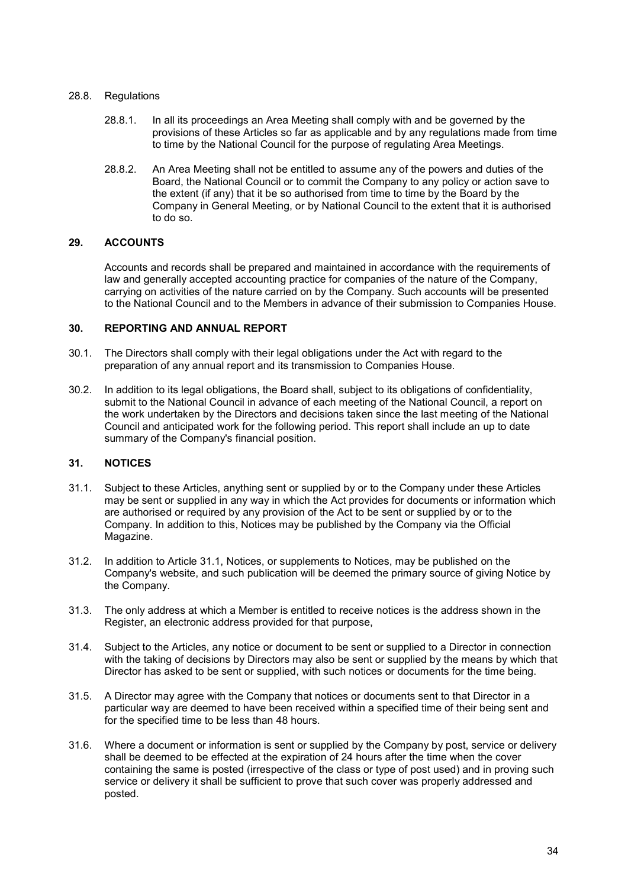28.8. Regulations

28.8.1. In all its proceedings an Area Meeting shall comply with and be governed by the provisions of these Articles so far as applicable and by any regulations made from time to time by the National Council for the purpose of regulating Area Meetings.

28.8.2. An Area Meeting shall not be entitled to assume any of the powers and duties of the Board, the National Council or to commit the Company to any policy or action save to the extent (if any) that it be so authorised from time to time by the Board by the Company in General Meeting, or by National Council to the extent that it is authorised to do so.

## 29. ACCOUNTS

Accounts and records shall be prepared and maintained in accordance with the requirements of law and generally accepted accounting practice for companies of the nature of the Company, carrying on activities of the nature carried on by the Company. Such accounts will be presented to the National Council and to the Members in advance of their submission to Companies House.

## 30. REPORTING AND ANNUAL REPORT

30.1. The Directors shall comply with their legal obligations under the Act with regard to the preparation of any annual report and its transmission to Companies House.

30.2. In addition to its legal obligations, the Board shall, subject to its obligations of confidentiality, submit to the National Council in advance of each meeting of the National Council, a report on the work undertaken by the Directors and decisions taken since the last meeting of the National Council and anticipated work for the following period. This report shall include an up to date summary of the Company's financial position.

## 31. NOTICES

31.1. Subject to these Articles, anything sent or supplied by or to the Company under these Articles may be sent or supplied in any way in which the Act provides for documents or information which are authorised or required by any provision of the Act to be sent or supplied by or to the Company. In addition to this, Notices may be published by the Company via the Official Magazine.

31.2. In addition to Article 31.1, Notices, or supplements to Notices, may be published on the Company's website, and such publication will be deemed the primary source of giving Notice by the Company.

31.3. The only address at which a Member is entitled to receive notices is the address shown in the Register, an electronic address provided for that purpose,

31.4. Subject to the Articles, any notice or document to be sent or supplied to a Director in connection with the taking of decisions by Directors may also be sent or supplied by the means by which that Director has asked to be sent or supplied, with such notices or documents for the time being.

31.5. A Director may agree with the Company that notices or documents sent to that Director in a particular way are deemed to have been received within a specified time of their being sent and for the specified time to be less than 48 hours.

31.6. Where a document or information is sent or supplied by the Company by post, service or delivery shall be deemed to be effected at the expiration of 24 hours after the time when the cover containing the same is posted (irrespective of the class or type of post used) and in proving such service or delivery it shall be sufficient to prove that such cover was properly addressed and posted.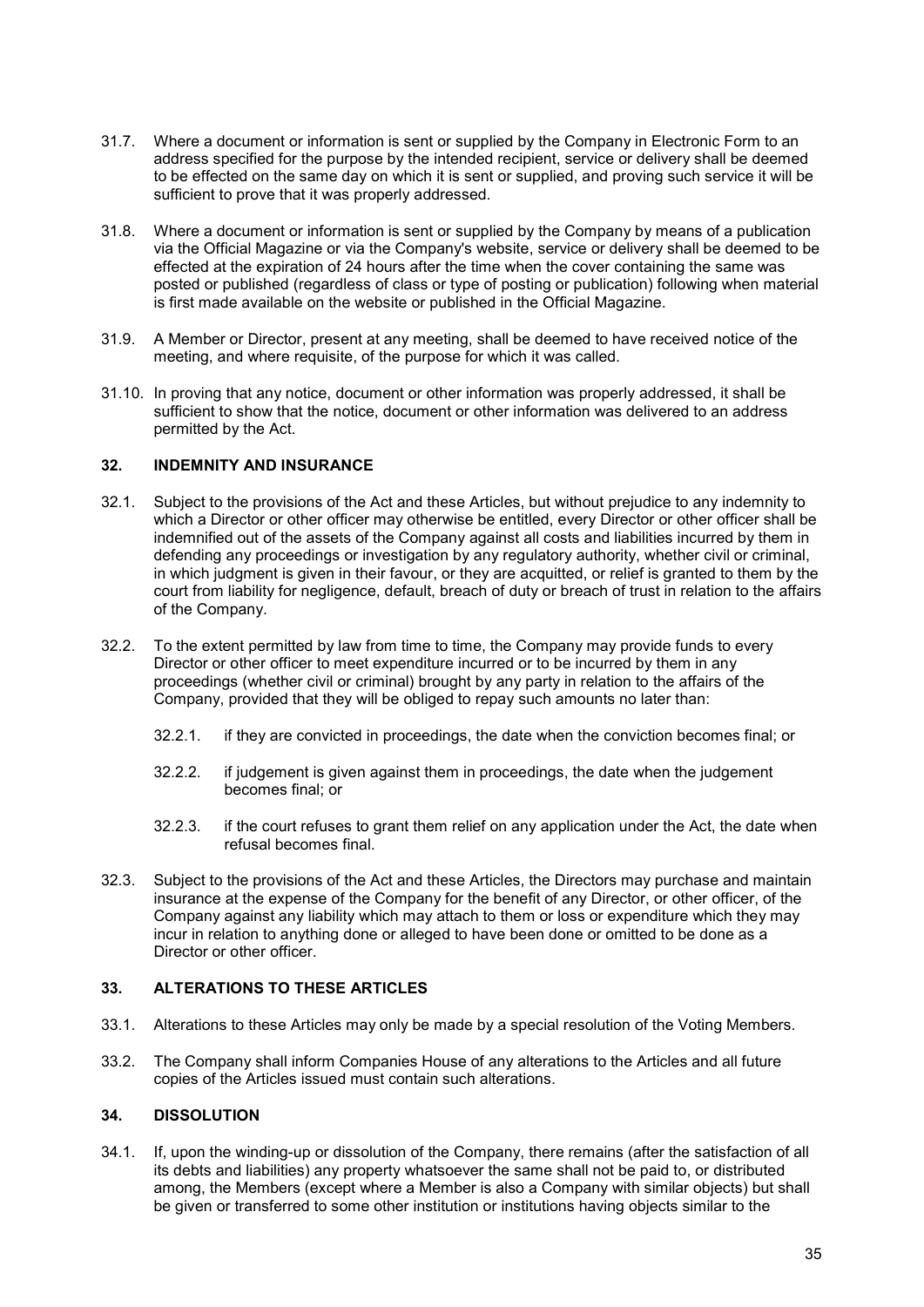31.7. Where a document or information is sent or supplied by the Company in Electronic Form to an address specified for the purpose by the intended recipient, service or delivery shall be deemed to be effected on the same day on which it is sent or supplied, and proving such service it will be sufficient to prove that it was properly addressed.

31.8. Where a document or information is sent or supplied by the Company by means of a publication via the Official Magazine or via the Company's website, service or delivery shall be deemed to be effected at the expiration of 24 hours after the time when the cover containing the same was posted or published (regardless of class or type of posting or publication) following when material is first made available on the website or published in the Official Magazine.

31.9. A Member or Director, present at any meeting, shall be deemed to have received notice of the meeting, and where requisite, of the purpose for which it was called.

31.10. In proving that any notice, document or other information was properly addressed, it shall be sufficient to show that the notice, document or other information was delivered to an address permitted by the Act.

## 32. INDEMNITY AND INSURANCE

32.1. Subject to the provisions of the Act and these Articles, but without prejudice to any indemnity to which a Director or other officer may otherwise be entitled, every Director or other officer shall be indemnified out of the assets of the Company against all costs and liabilities incurred by them in defending any proceedings or investigation by any regulatory authority, whether civil or criminal, in which judgment is given in their favour, or they are acquitted, or relief is granted to them by the court from liability for negligence, default, breach of duty or breach of trust in relation to the affairs of the Company.

32.2. To the extent permitted by law from time to time, the Company may provide funds to every Director or other officer to meet expenditure incurred or to be incurred by them in any proceedings (whether civil or criminal) brought by any party in relation to the affairs of the Company, provided that they will be obliged to repay such amounts no later than:

32.2.1. if they are convicted in proceedings, the date when the conviction becomes final; or

32.2.2. if judgement is given against them in proceedings, the date when the judgement becomes final; or

32.2.3. if the court refuses to grant them relief on any application under the Act, the date when refusal becomes final.

32.3. Subject to the provisions of the Act and these Articles, the Directors may purchase and maintain insurance at the expense of the Company for the benefit of any Director, or other officer, of the Company against any liability which may attach to them or loss or expenditure which they may incur in relation to anything done or alleged to have been done or omitted to be done as a Director or other officer.

## 33. ALTERATIONS TO THESE ARTICLES

33.1. Alterations to these Articles may only be made by a special resolution of the Voting Members.

33.2. The Company shall inform Companies House of any alterations to the Articles and all future copies of the Articles issued must contain such alterations.

## 34. DISSOLUTION

34.1. If, upon the winding-up or dissolution of the Company, there remains (after the satisfaction of all its debts and liabilities) any property whatsoever the same shall not be paid to, or distributed among, the Members (except where a Member is also a Company with similar objects) but shall be given or transferred to some other institution or institutions having objects similar to the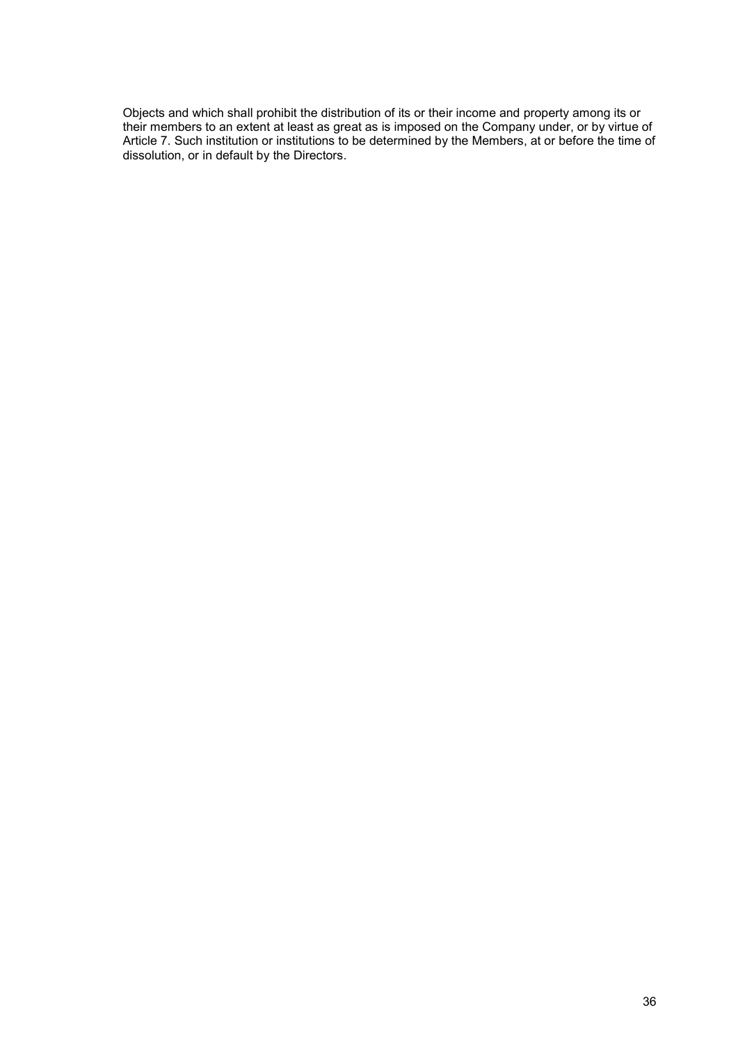Objects and which shall prohibit the distribution of its or their income and property among its or their members to an extent at least as great as is imposed on the Company under, or by virtue of Article 7. Such institution or institutions to be determined by the Members, at or before the time of dissolution, or in default by the Directors.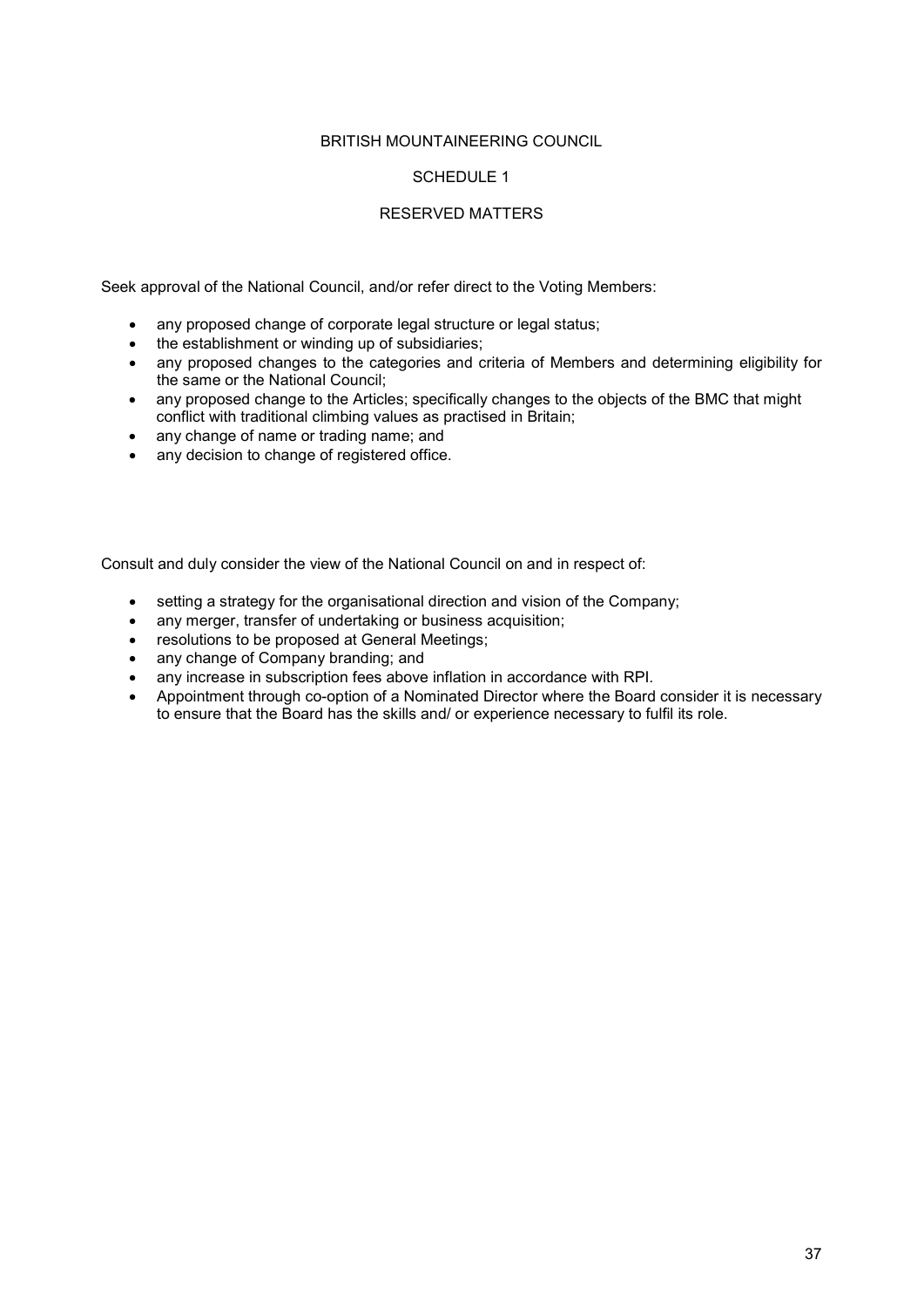# BRITISH MOUNTAINEERING COUNCIL

## SCHEDULE 1

## RESERVED MATTERS

Seek approval of the National Council, and/or refer direct to the Voting Members:

- any proposed change of corporate legal structure or legal status;
- the establishment or winding up of subsidiaries;
- any proposed changes to the categories and criteria of Members and determining eligibility for the same or the National Council;
- any proposed change to the Articles; specifically changes to the objects of the BMC that might conflict with traditional climbing values as practised in Britain;
- any change of name or trading name; and
- any decision to change of registered office.

Consult and duly consider the view of the National Council on and in respect of:

- setting a strategy for the organisational direction and vision of the Company;
- any merger, transfer of undertaking or business acquisition;
- resolutions to be proposed at General Meetings;
- any change of Company branding; and
- any increase in subscription fees above inflation in accordance with RPI.
- Appointment through co-option of a Nominated Director where the Board consider it is necessary to ensure that the Board has the skills and/ or experience necessary to fulfil its role.